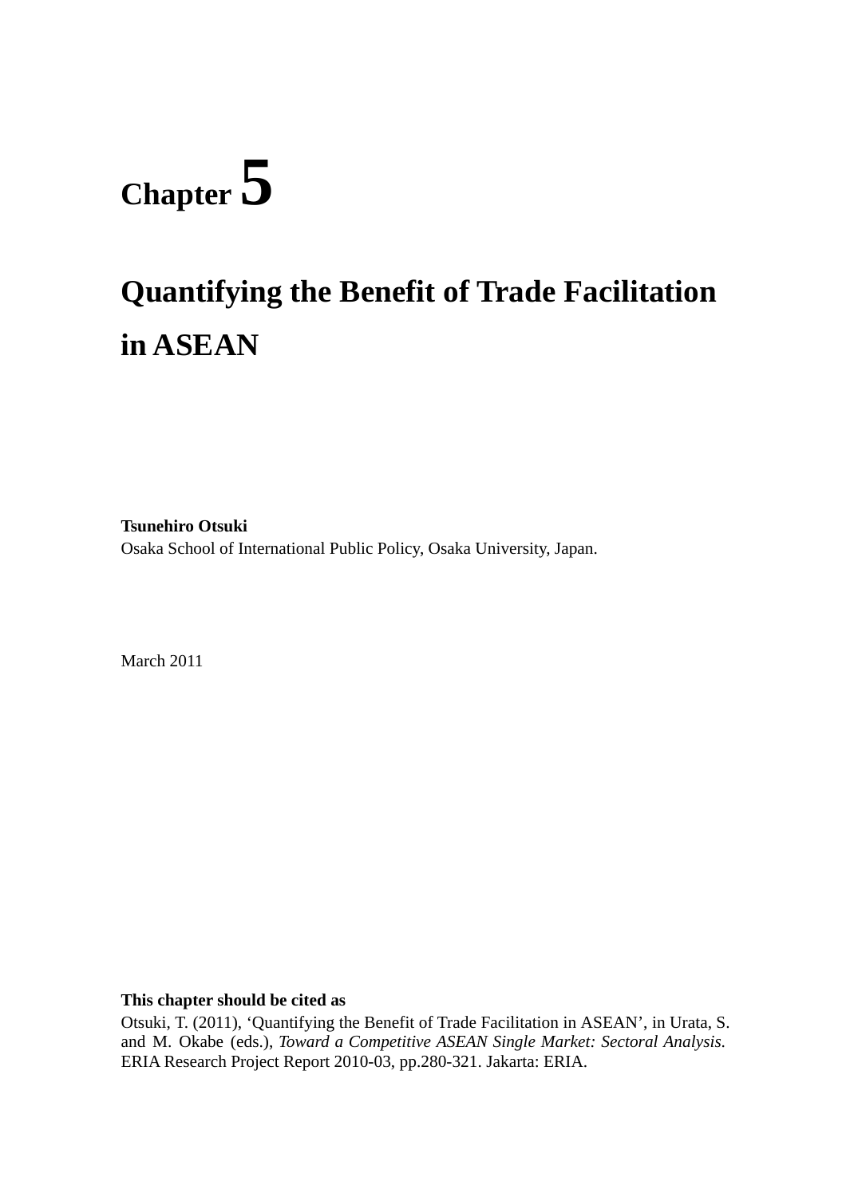# Chapter 5

# Quantifying the Benefit of Trade Facilitation in ASEAN

**Tsunehiro Otsuki**

Osaka School of International Public Policy, Osaka University, Japan.

March 2011

**This chapter should be cited as**

Otsuki, T. (2011), 'Quantifying the Benefit of Trade Facilitation in ASEAN', in Urata, S. and M. Okabe (eds.), *Toward a Competitive ASEAN Single Market: Sectoral Analysis*. ERIA Research Project Report 2010-03, pp.280-321. Jakarta: ERIA.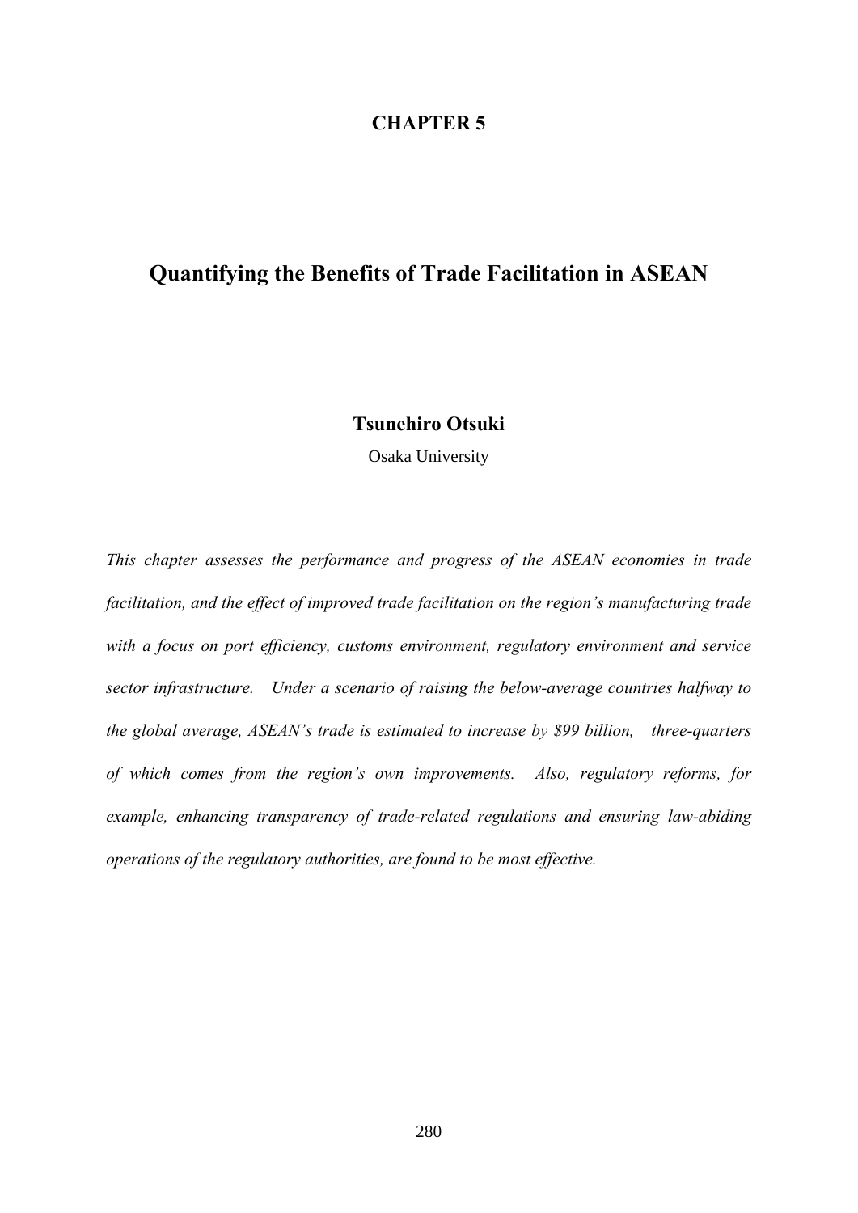# CHAPTER 5

# Quantifying the Benefits of Trade Facilitation in ASEAN

**Tsunehiro Otsuki**

Osaka University

*This chapter assesses the performance and progress of the ASEAN economies in trade facilitation, and the effect of improved trade facilitation on the region's manufacturing trade with a focus on port efficiency, customs environment, regulatory environment and service sector infrastructure. Under a scenario of raising the below-average countries halfway to the global average, ASEAN's trade is estimated to increase by $99 billion, three-quarters of which comes from the region's own improvements. Also, regulatory reforms, for example, enhancing transparency of trade-related regulations and ensuring law-abiding operations of the regulatory authorities, are found to be most effective.*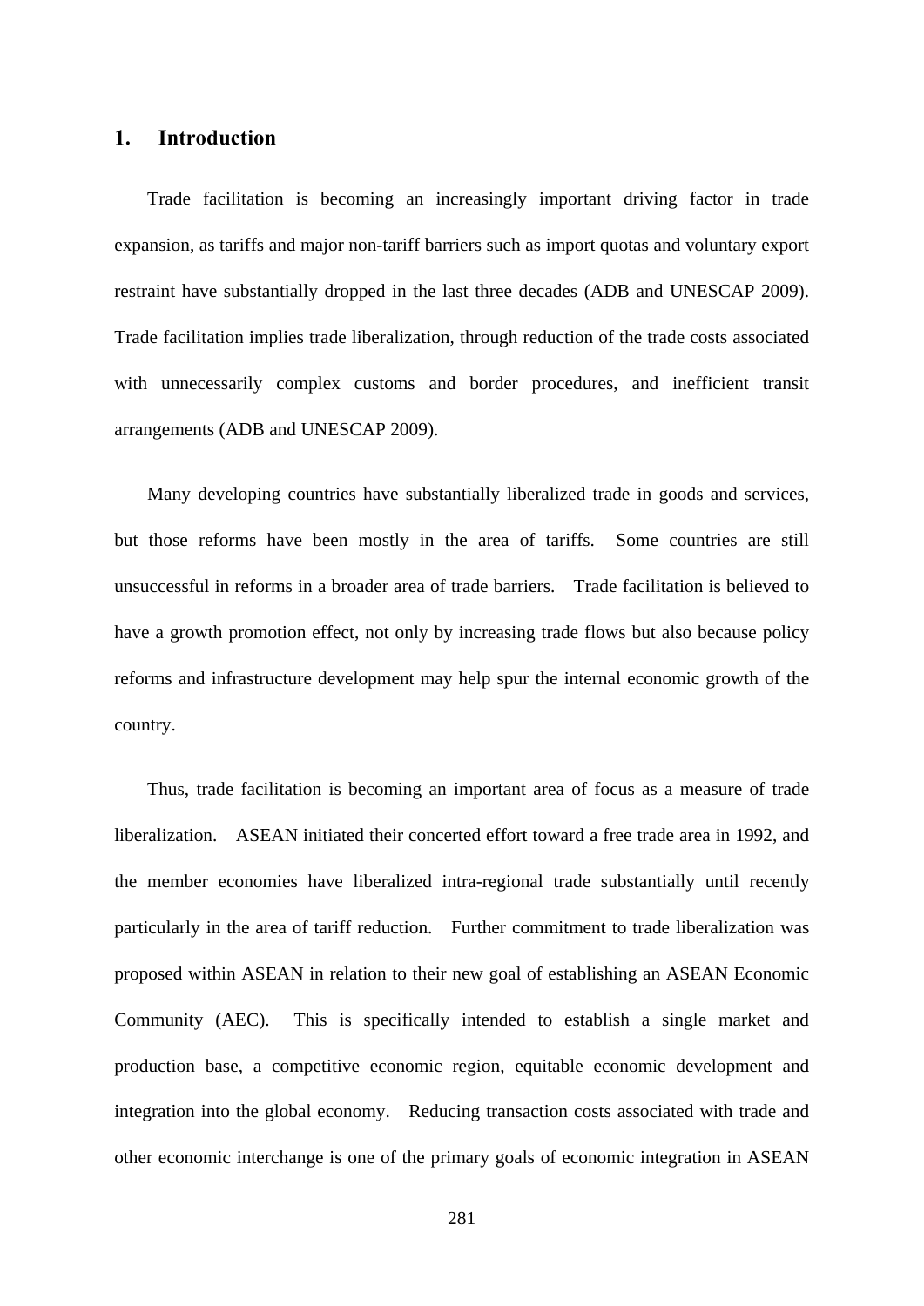## 1. Introduction

Trade facilitation is becoming an increasingly important driving factor in trade expansion, as tariffs and major non-tariff barriers such as import quotas and voluntary export restraint have substantially dropped in the last three decades (ADB and UNESCAP 2009). Trade facilitation implies trade liberalization, through reduction of the trade costs associated with unnecessarily complex customs and border procedures, and inefficient transit arrangements (ADB and UNESCAP 2009).

Many developing countries have substantially liberalized trade in goods and services, but those reforms have been mostly in the area of tariffs. Some countries are still unsuccessful in reforms in a broader area of trade barriers. Trade facilitation is believed to have a growth promotion effect, not only by increasing trade flows but also because policy reforms and infrastructure development may help spur the internal economic growth of the country.

Thus, trade facilitation is becoming an important area of focus as a measure of trade liberalization. ASEAN initiated their concerted effort toward a free trade area in 1992, and the member economies have liberalized intra-regional trade substantially until recently particularly in the area of tariff reduction. Further commitment to trade liberalization was proposed within ASEAN in relation to their new goal of establishing an ASEAN Economic Community (AEC). This is specifically intended to establish a single market and production base, a competitive economic region, equitable economic development and integration into the global economy. Reducing transaction costs associated with trade and other economic interchange is one of the primary goals of economic integration in ASEAN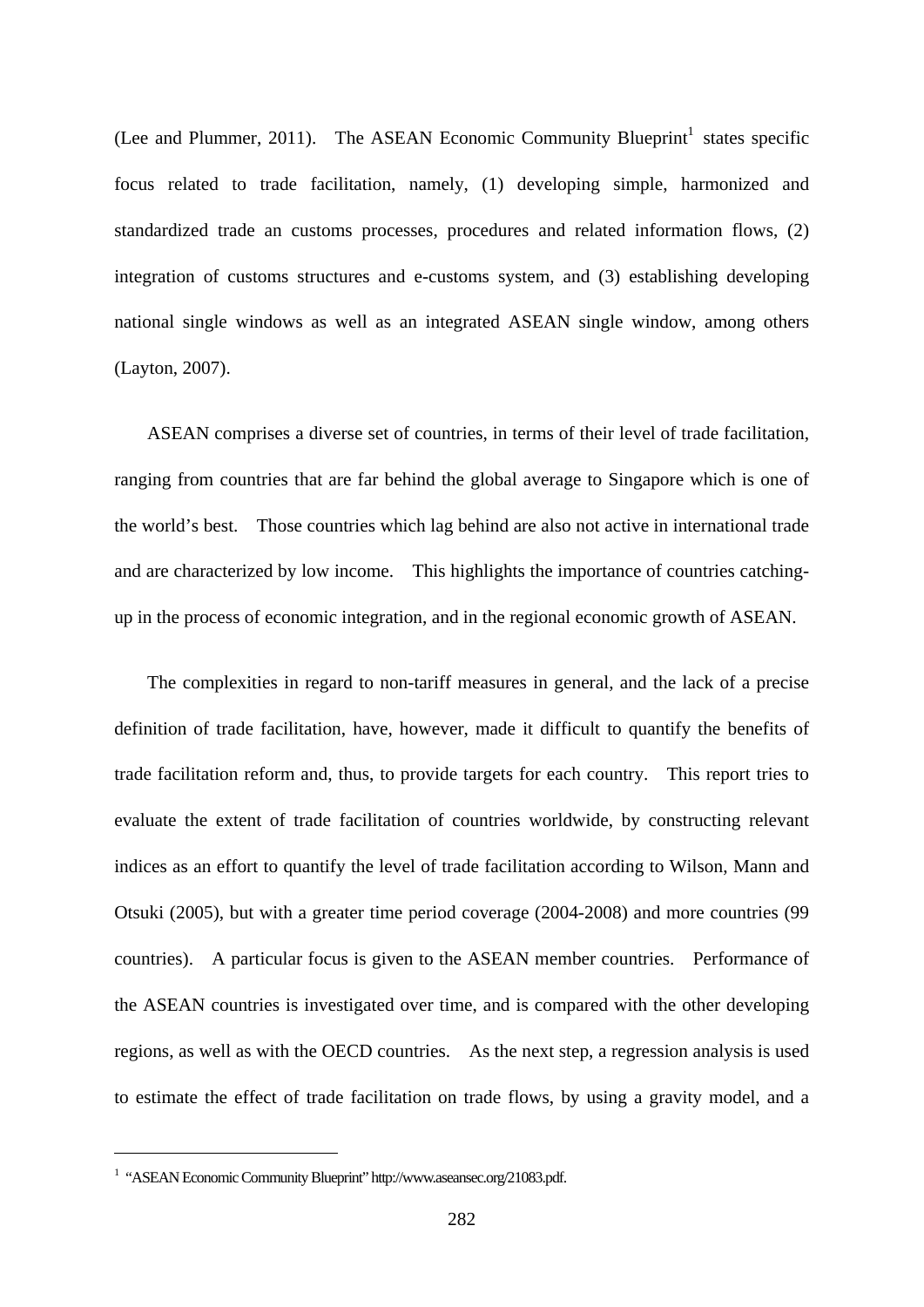(Lee and Plummer, 2011). The ASEAN Economic Community Blueprint[1] states specific focus related to trade facilitation, namely, (1) developing simple, harmonized and standardized trade an customs processes, procedures and related information flows, (2) integration of customs structures and e-customs system, and (3) establishing developing national single windows as well as an integrated ASEAN single window, among others (Layton, 2007).

ASEAN comprises a diverse set of countries, in terms of their level of trade facilitation, ranging from countries that are far behind the global average to Singapore which is one of the world's best. Those countries which lag behind are also not active in international trade and are characterized by low income. This highlights the importance of countries catching-up in the process of economic integration, and in the regional economic growth of ASEAN.

The complexities in regard to non-tariff measures in general, and the lack of a precise definition of trade facilitation, have, however, made it difficult to quantify the benefits of trade facilitation reform and, thus, to provide targets for each country. This report tries to evaluate the extent of trade facilitation of countries worldwide, by constructing relevant indices as an effort to quantify the level of trade facilitation according to Wilson, Mann and Otsuki (2005), but with a greater time period coverage (2004-2008) and more countries (99 countries). A particular focus is given to the ASEAN member countries. Performance of the ASEAN countries is investigated over time, and is compared with the other developing regions, as well as with the OECD countries. As the next step, a regression analysis is used to estimate the effect of trade facilitation on trade flows, by using a gravity model, and a

---

[1] "ASEAN Economic Community Blueprint" http://www.aseansec.org/21083.pdf.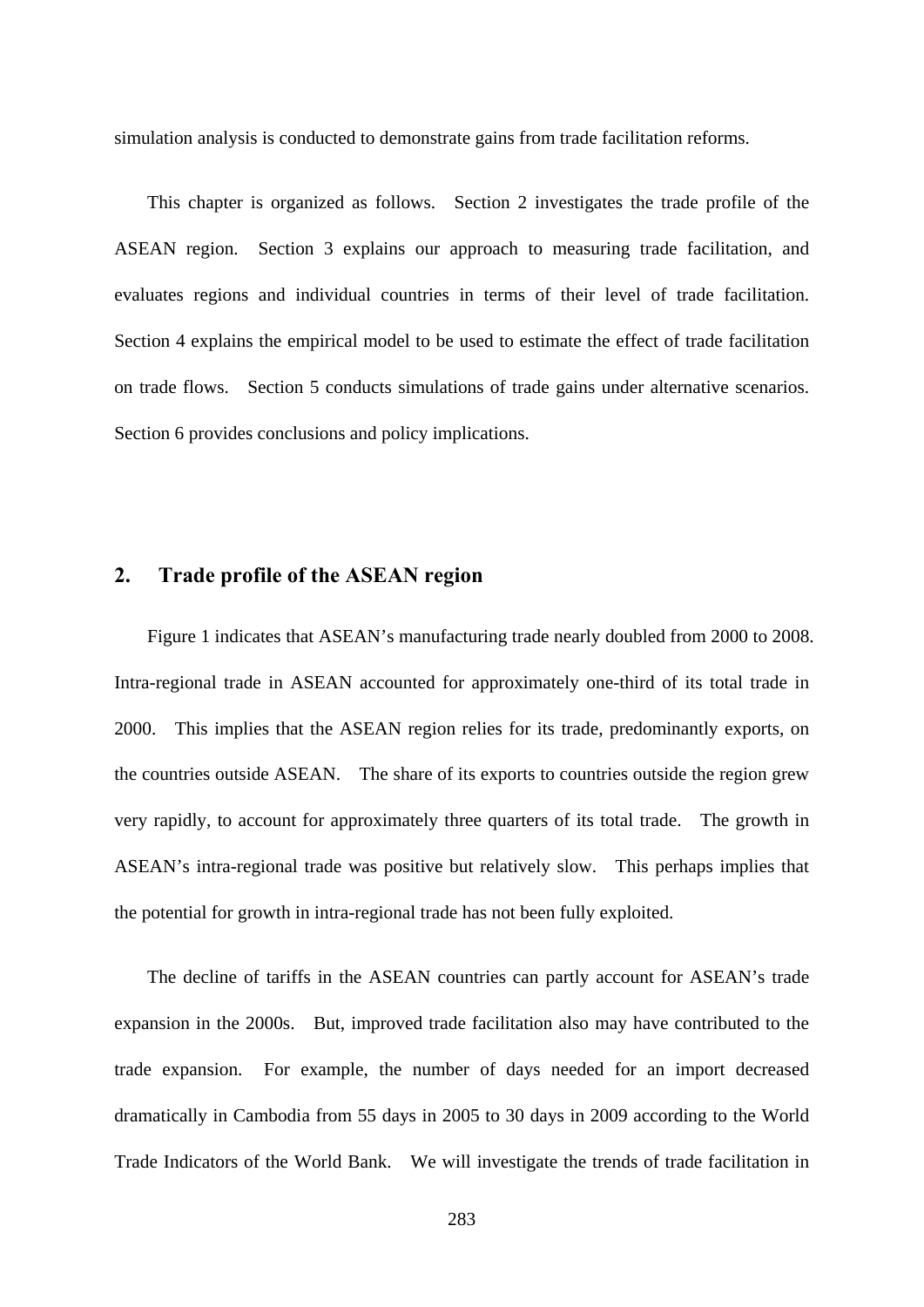simulation analysis is conducted to demonstrate gains from trade facilitation reforms.

This chapter is organized as follows. Section 2 investigates the trade profile of the ASEAN region. Section 3 explains our approach to measuring trade facilitation, and evaluates regions and individual countries in terms of their level of trade facilitation. Section 4 explains the empirical model to be used to estimate the effect of trade facilitation on trade flows. Section 5 conducts simulations of trade gains under alternative scenarios. Section 6 provides conclusions and policy implications.

## 2. Trade profile of the ASEAN region

Figure 1 indicates that ASEAN's manufacturing trade nearly doubled from 2000 to 2008. Intra-regional trade in ASEAN accounted for approximately one-third of its total trade in 2000. This implies that the ASEAN region relies for its trade, predominantly exports, on the countries outside ASEAN. The share of its exports to countries outside the region grew very rapidly, to account for approximately three quarters of its total trade. The growth in ASEAN's intra-regional trade was positive but relatively slow. This perhaps implies that the potential for growth in intra-regional trade has not been fully exploited.

The decline of tariffs in the ASEAN countries can partly account for ASEAN's trade expansion in the 2000s. But, improved trade facilitation also may have contributed to the trade expansion. For example, the number of days needed for an import decreased dramatically in Cambodia from 55 days in 2005 to 30 days in 2009 according to the World Trade Indicators of the World Bank. We will investigate the trends of trade facilitation in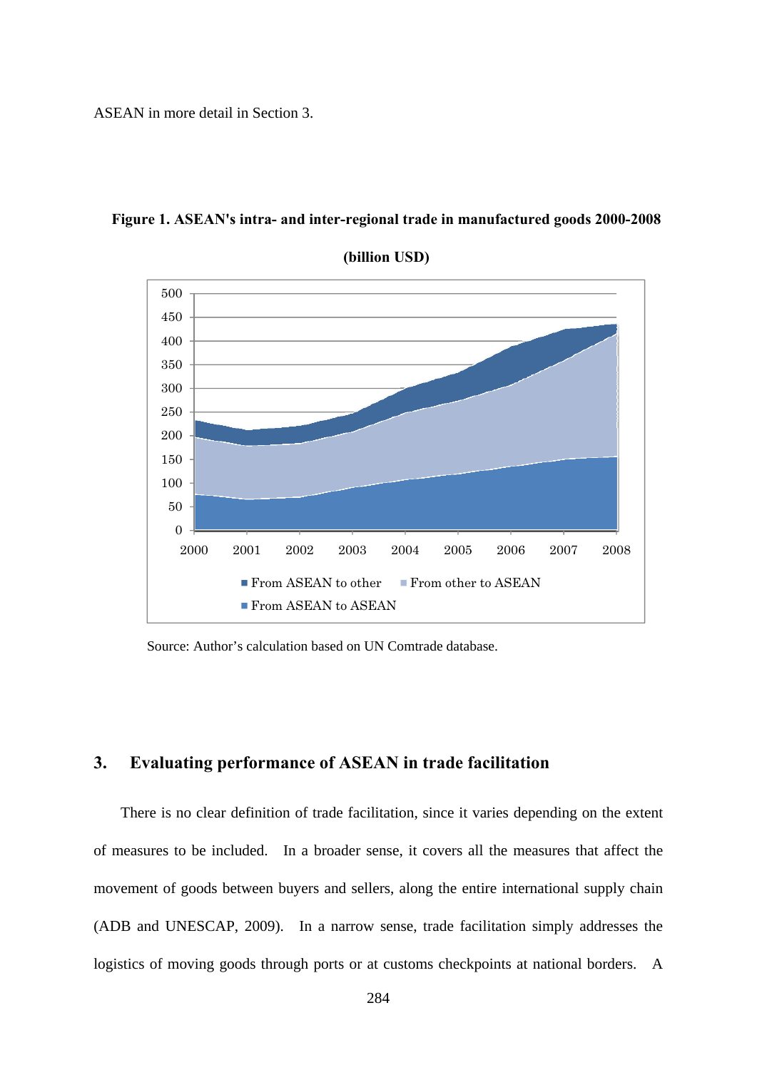ASEAN in more detail in Section 3.

**Figure 1. ASEAN's intra- and inter-regional trade in manufactured goods 2000-2008 (billion USD)**

Source: Author's calculation based on UN Comtrade database.

## 3. Evaluating performance of ASEAN in trade facilitation

There is no clear definition of trade facilitation, since it varies depending on the extent of measures to be included. In a broader sense, it covers all the measures that affect the movement of goods between buyers and sellers, along the entire international supply chain (ADB and UNESCAP, 2009). In a narrow sense, trade facilitation simply addresses the logistics of moving goods through ports or at customs checkpoints at national borders. A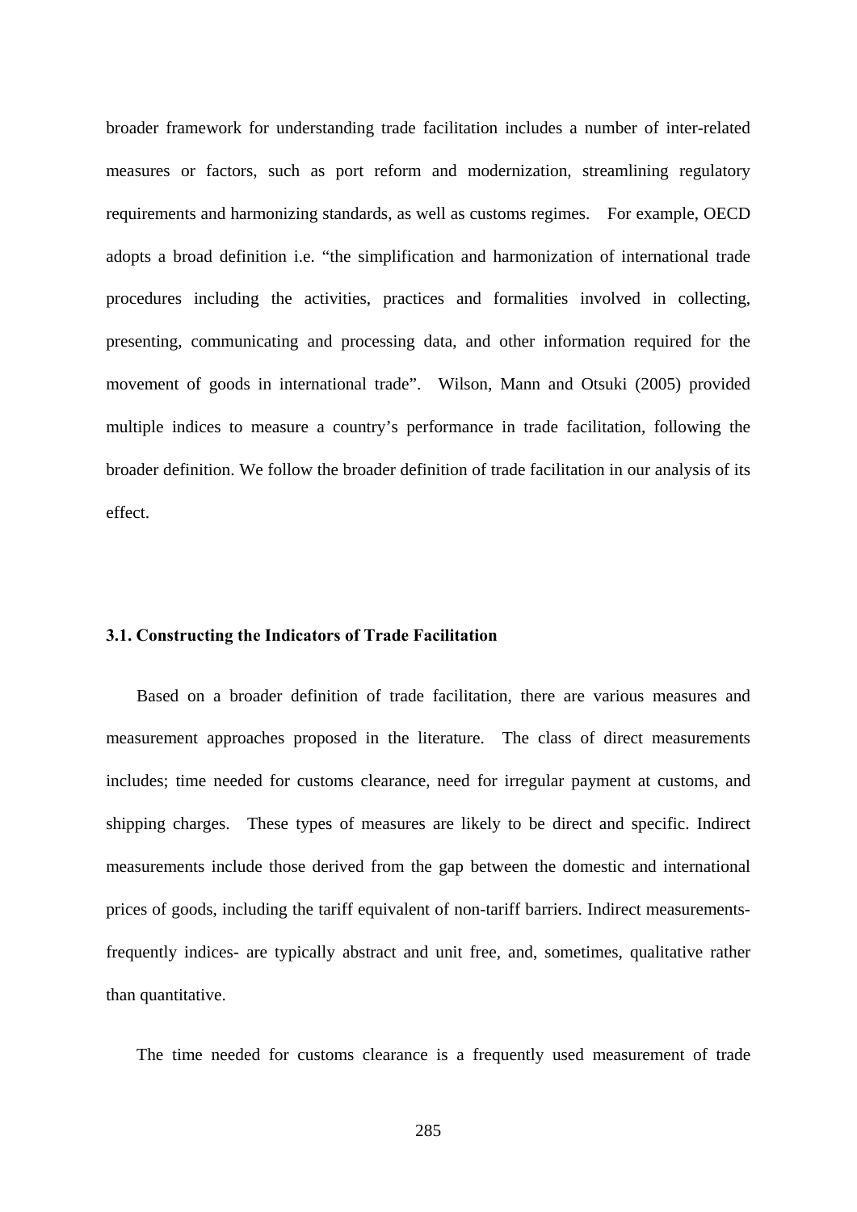broader framework for understanding trade facilitation includes a number of inter-related measures or factors, such as port reform and modernization, streamlining regulatory requirements and harmonizing standards, as well as customs regimes. For example, OECD adopts a broad definition i.e. "the simplification and harmonization of international trade procedures including the activities, practices and formalities involved in collecting, presenting, communicating and processing data, and other information required for the movement of goods in international trade". Wilson, Mann and Otsuki (2005) provided multiple indices to measure a country's performance in trade facilitation, following the broader definition. We follow the broader definition of trade facilitation in our analysis of its effect.

### 3.1. Constructing the Indicators of Trade Facilitation

Based on a broader definition of trade facilitation, there are various measures and measurement approaches proposed in the literature. The class of direct measurements includes; time needed for customs clearance, need for irregular payment at customs, and shipping charges. These types of measures are likely to be direct and specific. Indirect measurements include those derived from the gap between the domestic and international prices of goods, including the tariff equivalent of non-tariff barriers. Indirect measurements- frequently indices- are typically abstract and unit free, and, sometimes, qualitative rather than quantitative.

The time needed for customs clearance is a frequently used measurement of trade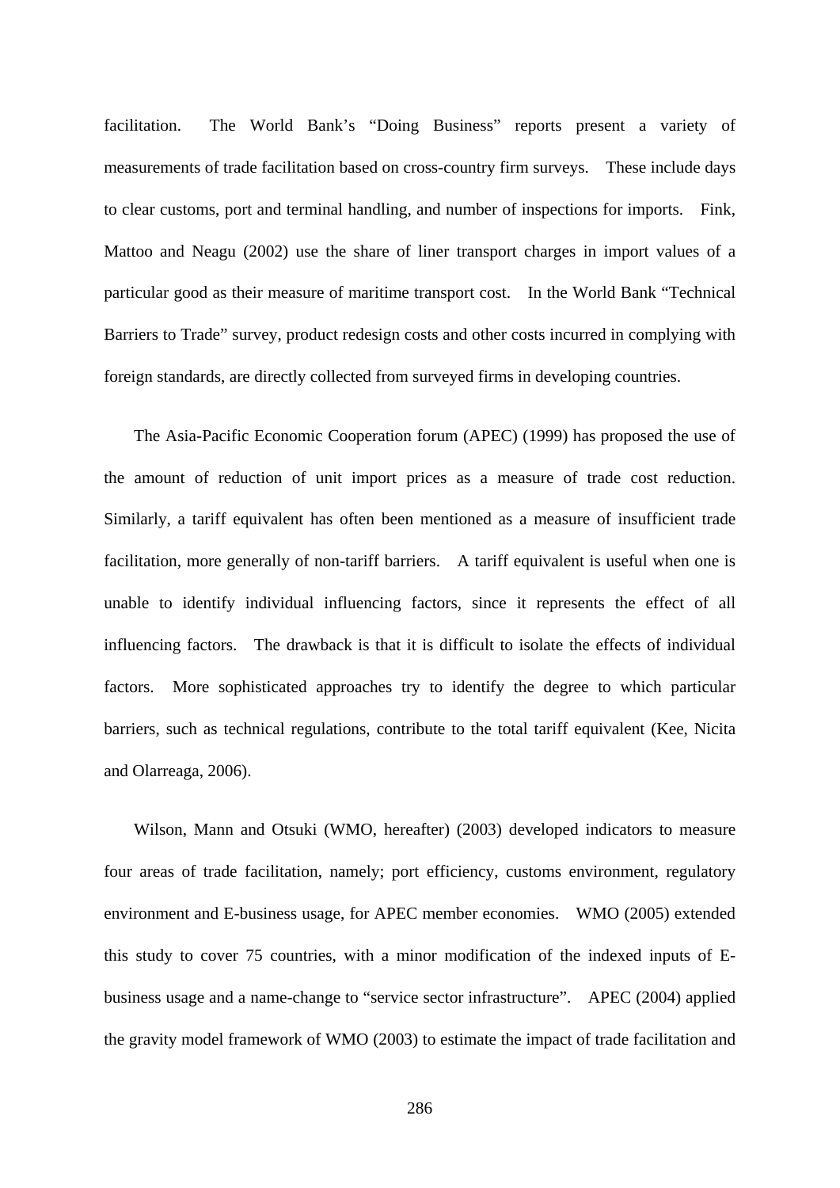facilitation. The World Bank's "Doing Business" reports present a variety of measurements of trade facilitation based on cross-country firm surveys. These include days to clear customs, port and terminal handling, and number of inspections for imports. Fink, Mattoo and Neagu (2002) use the share of liner transport charges in import values of a particular good as their measure of maritime transport cost. In the World Bank "Technical Barriers to Trade" survey, product redesign costs and other costs incurred in complying with foreign standards, are directly collected from surveyed firms in developing countries.

The Asia-Pacific Economic Cooperation forum (APEC) (1999) has proposed the use of the amount of reduction of unit import prices as a measure of trade cost reduction. Similarly, a tariff equivalent has often been mentioned as a measure of insufficient trade facilitation, more generally of non-tariff barriers. A tariff equivalent is useful when one is unable to identify individual influencing factors, since it represents the effect of all influencing factors. The drawback is that it is difficult to isolate the effects of individual factors. More sophisticated approaches try to identify the degree to which particular barriers, such as technical regulations, contribute to the total tariff equivalent (Kee, Nicita and Olarreaga, 2006).

Wilson, Mann and Otsuki (WMO, hereafter) (2003) developed indicators to measure four areas of trade facilitation, namely; port efficiency, customs environment, regulatory environment and E-business usage, for APEC member economies. WMO (2005) extended this study to cover 75 countries, with a minor modification of the indexed inputs of E-business usage and a name-change to "service sector infrastructure". APEC (2004) applied the gravity model framework of WMO (2003) to estimate the impact of trade facilitation and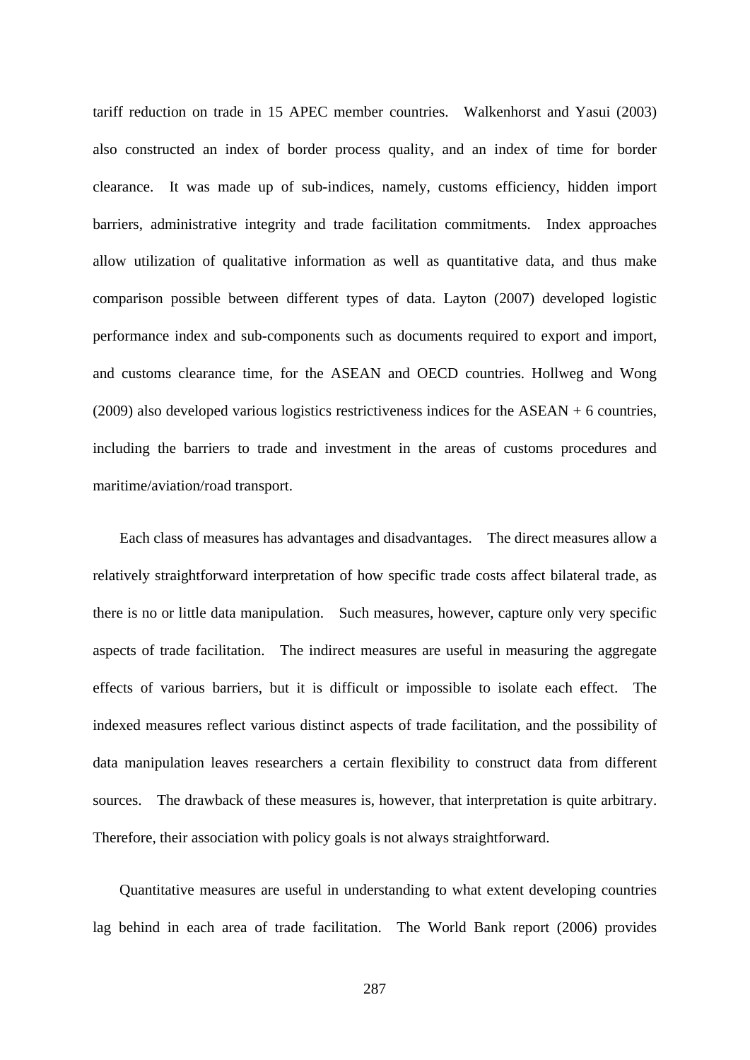tariff reduction on trade in 15 APEC member countries. Walkenhorst and Yasui (2003) also constructed an index of border process quality, and an index of time for border clearance. It was made up of sub-indices, namely, customs efficiency, hidden import barriers, administrative integrity and trade facilitation commitments. Index approaches allow utilization of qualitative information as well as quantitative data, and thus make comparison possible between different types of data. Layton (2007) developed logistic performance index and sub-components such as documents required to export and import, and customs clearance time, for the ASEAN and OECD countries. Hollweg and Wong (2009) also developed various logistics restrictiveness indices for the ASEAN + 6 countries, including the barriers to trade and investment in the areas of customs procedures and maritime/aviation/road transport.

Each class of measures has advantages and disadvantages. The direct measures allow a relatively straightforward interpretation of how specific trade costs affect bilateral trade, as there is no or little data manipulation. Such measures, however, capture only very specific aspects of trade facilitation. The indirect measures are useful in measuring the aggregate effects of various barriers, but it is difficult or impossible to isolate each effect. The indexed measures reflect various distinct aspects of trade facilitation, and the possibility of data manipulation leaves researchers a certain flexibility to construct data from different sources. The drawback of these measures is, however, that interpretation is quite arbitrary. Therefore, their association with policy goals is not always straightforward.

Quantitative measures are useful in understanding to what extent developing countries lag behind in each area of trade facilitation. The World Bank report (2006) provides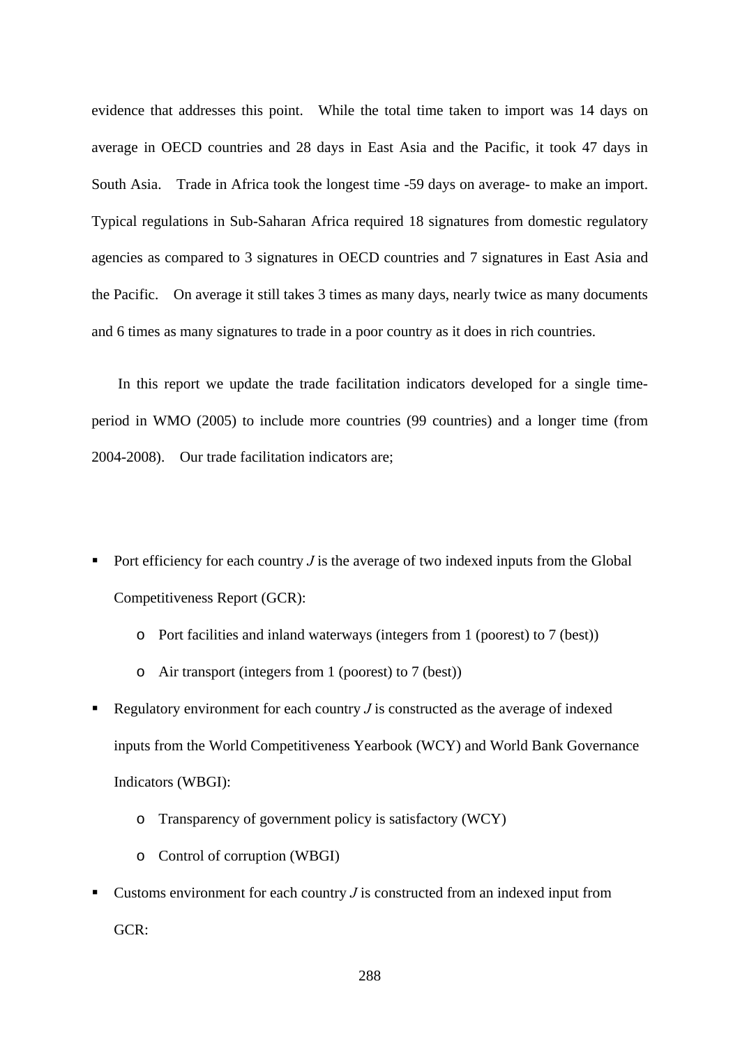evidence that addresses this point. While the total time taken to import was 14 days on average in OECD countries and 28 days in East Asia and the Pacific, it took 47 days in South Asia. Trade in Africa took the longest time -59 days on average- to make an import. Typical regulations in Sub-Saharan Africa required 18 signatures from domestic regulatory agencies as compared to 3 signatures in OECD countries and 7 signatures in East Asia and the Pacific. On average it still takes 3 times as many days, nearly twice as many documents and 6 times as many signatures to trade in a poor country as it does in rich countries.

In this report we update the trade facilitation indicators developed for a single time-period in WMO (2005) to include more countries (99 countries) and a longer time (from 2004-2008). Our trade facilitation indicators are;

- Port efficiency for each country *J* is the average of two indexed inputs from the Global Competitiveness Report (GCR):
    - Port facilities and inland waterways (integers from 1 (poorest) to 7 (best))
    - Air transport (integers from 1 (poorest) to 7 (best))
- Regulatory environment for each country *J* is constructed as the average of indexed inputs from the World Competitiveness Yearbook (WCY) and World Bank Governance Indicators (WBGI):
    - Transparency of government policy is satisfactory (WCY)
    - Control of corruption (WBGI)
- Customs environment for each country *J* is constructed from an indexed input from GCR: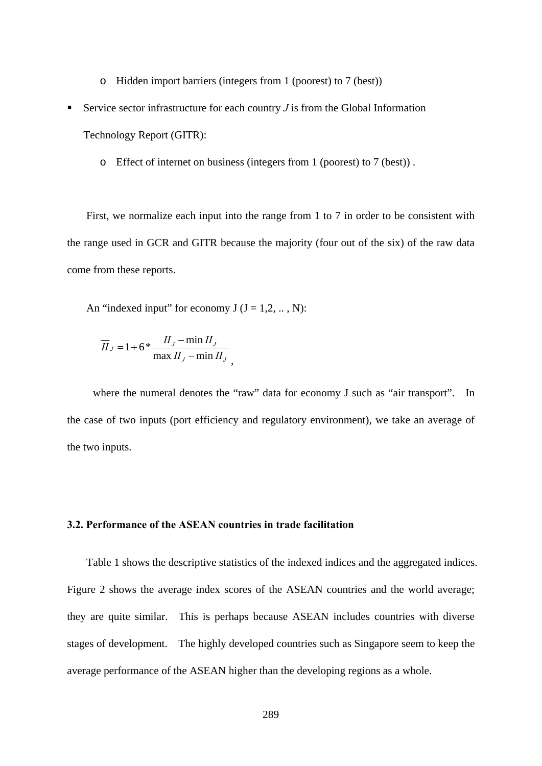- Hidden import barriers (integers from 1 (poorest) to 7 (best))

- Service sector infrastructure for each country *J* is from the Global Information Technology Report (GITR):
    - Effect of internet on business (integers from 1 (poorest) to 7 (best)) .

First, we normalize each input into the range from 1 to 7 in order to be consistent with the range used in GCR and GITR because the majority (four out of the six) of the raw data come from these reports.

An "indexed input" for economy J (J = 1,2, .. , N):

$$\overline{II}_J = 1 + 6 * \frac{II_J - \min II_J}{\max II_J - \min II_J},$$

where the numeral denotes the "raw" data for economy J such as "air transport". In the case of two inputs (port efficiency and regulatory environment), we take an average of the two inputs.

### 3.2. Performance of the ASEAN countries in trade facilitation

Table 1 shows the descriptive statistics of the indexed indices and the aggregated indices. Figure 2 shows the average index scores of the ASEAN countries and the world average; they are quite similar. This is perhaps because ASEAN includes countries with diverse stages of development. The highly developed countries such as Singapore seem to keep the average performance of the ASEAN higher than the developing regions as a whole.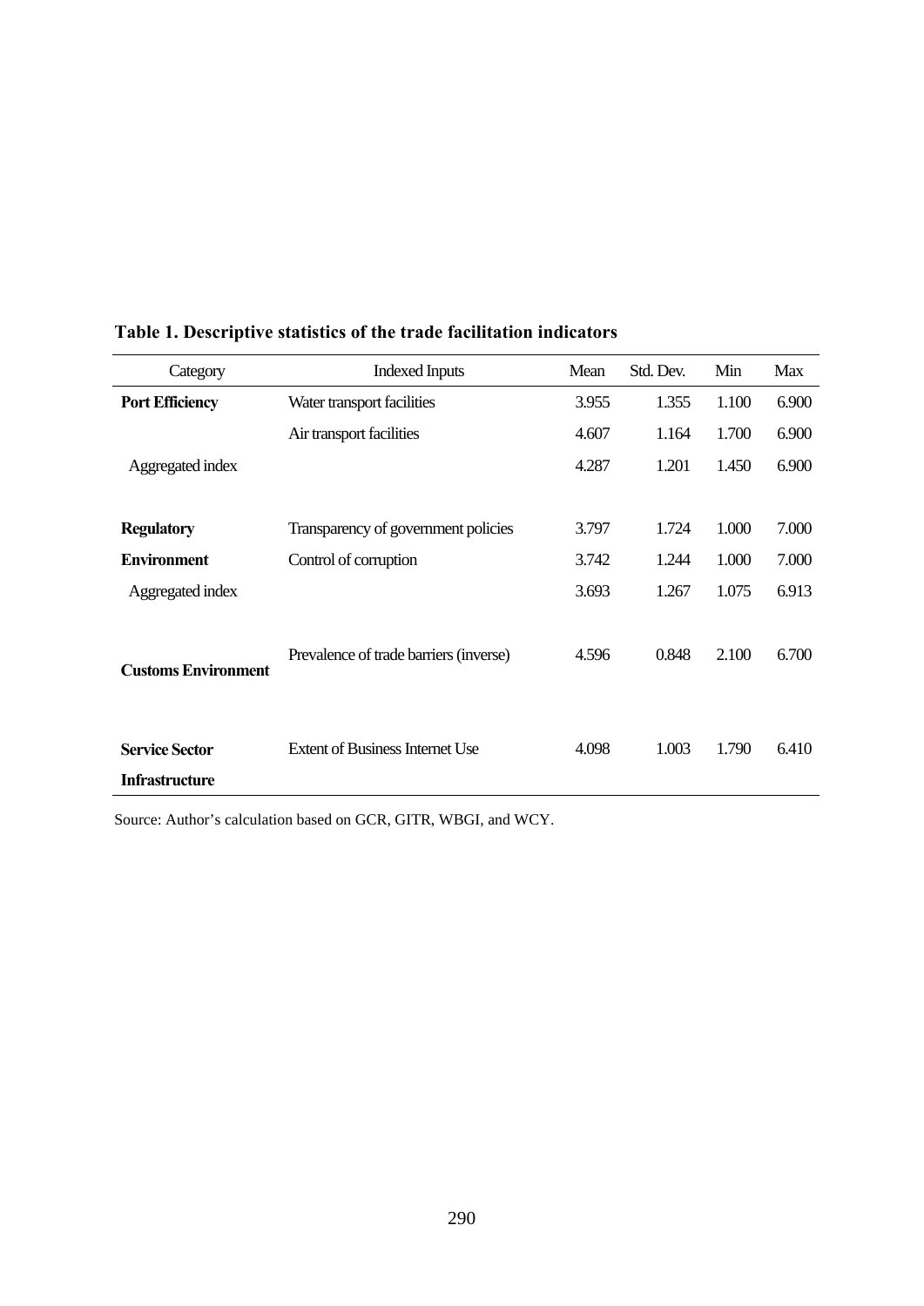**Table 1. Descriptive statistics of the trade facilitation indicators**

| Category | Indexed Inputs | Mean | Std. Dev. | Min | Max |
|---|---|---|---|---|---|
| **Port Efficiency** | Water transport facilities | 3.955 | 1.355 | 1.100 | 6.900 |
| | Air transport facilities | 4.607 | 1.164 | 1.700 | 6.900 |
| Aggregated index | | 4.287 | 1.201 | 1.450 | 6.900 |
| **Regulatory Environment** | Transparency of government policies | 3.797 | 1.724 | 1.000 | 7.000 |
| | Control of corruption | 3.742 | 1.244 | 1.000 | 7.000 |
| Aggregated index | | 3.693 | 1.267 | 1.075 | 6.913 |
| **Customs Environment** | Prevalence of trade barriers (inverse) | 4.596 | 0.848 | 2.100 | 6.700 |
| **Service Sector Infrastructure** | Extent of Business Internet Use | 4.098 | 1.003 | 1.790 | 6.410 |

Source: Author's calculation based on GCR, GITR, WBGI, and WCY.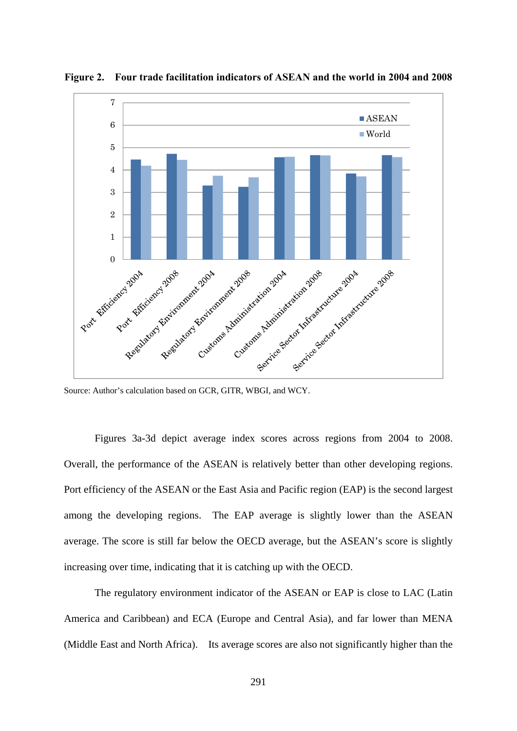**Figure 2. Four trade facilitation indicators of ASEAN and the world in 2004 and 2008**

Source: Author's calculation based on GCR, GITR, WBGI, and WCY.

Figures 3a-3d depict average index scores across regions from 2004 to 2008. Overall, the performance of the ASEAN is relatively better than other developing regions. Port efficiency of the ASEAN or the East Asia and Pacific region (EAP) is the second largest among the developing regions. The EAP average is slightly lower than the ASEAN average. The score is still far below the OECD average, but the ASEAN's score is slightly increasing over time, indicating that it is catching up with the OECD.

The regulatory environment indicator of the ASEAN or EAP is close to LAC (Latin America and Caribbean) and ECA (Europe and Central Asia), and far lower than MENA (Middle East and North Africa). Its average scores are also not significantly higher than the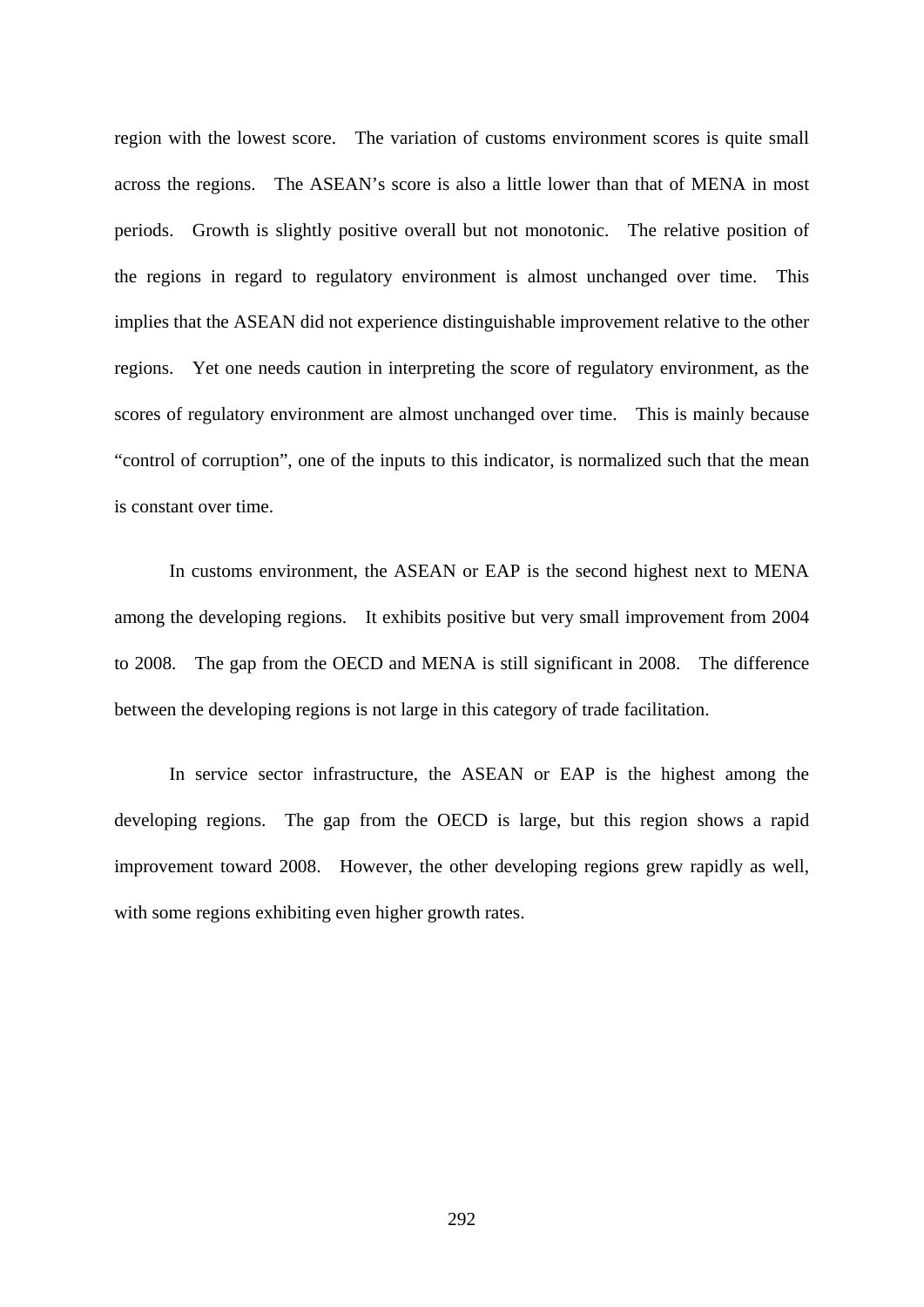region with the lowest score. The variation of customs environment scores is quite small across the regions. The ASEAN's score is also a little lower than that of MENA in most periods. Growth is slightly positive overall but not monotonic. The relative position of the regions in regard to regulatory environment is almost unchanged over time. This implies that the ASEAN did not experience distinguishable improvement relative to the other regions. Yet one needs caution in interpreting the score of regulatory environment, as the scores of regulatory environment are almost unchanged over time. This is mainly because "control of corruption", one of the inputs to this indicator, is normalized such that the mean is constant over time.

In customs environment, the ASEAN or EAP is the second highest next to MENA among the developing regions. It exhibits positive but very small improvement from 2004 to 2008. The gap from the OECD and MENA is still significant in 2008. The difference between the developing regions is not large in this category of trade facilitation.

In service sector infrastructure, the ASEAN or EAP is the highest among the developing regions. The gap from the OECD is large, but this region shows a rapid improvement toward 2008. However, the other developing regions grew rapidly as well, with some regions exhibiting even higher growth rates.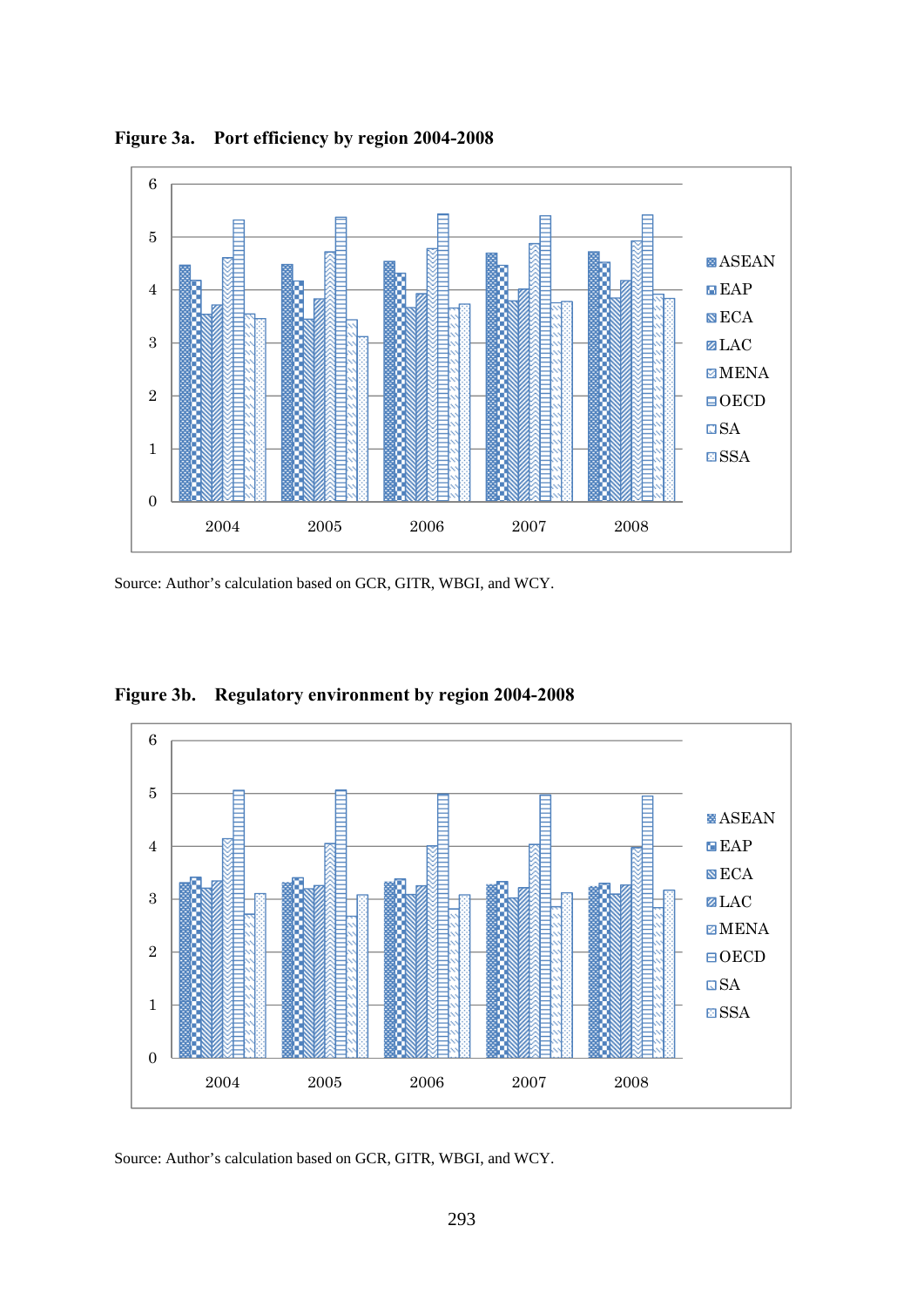**Figure 3a. Port efficiency by region 2004-2008**

Source: Author's calculation based on GCR, GITR, WBGI, and WCY.

**Figure 3b. Regulatory environment by region 2004-2008**

Source: Author's calculation based on GCR, GITR, WBGI, and WCY.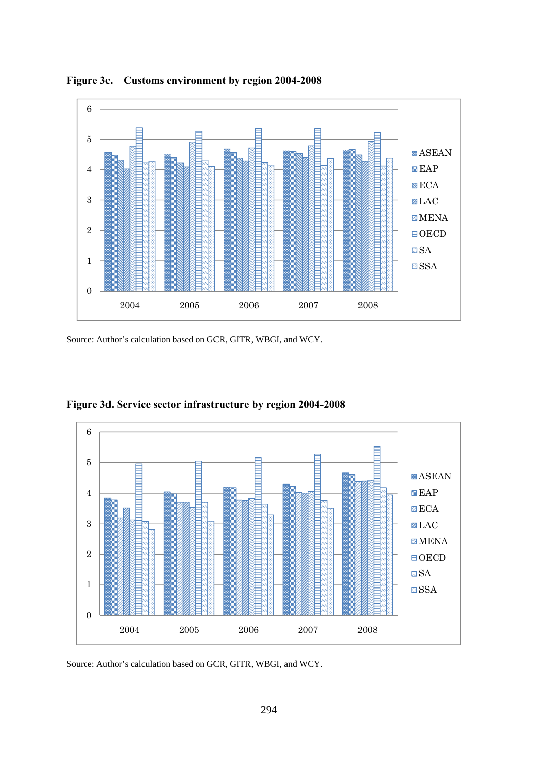**Figure 3c. Customs environment by region 2004-2008**

Source: Author's calculation based on GCR, GITR, WBGI, and WCY.

**Figure 3d. Service sector infrastructure by region 2004-2008**

Source: Author's calculation based on GCR, GITR, WBGI, and WCY.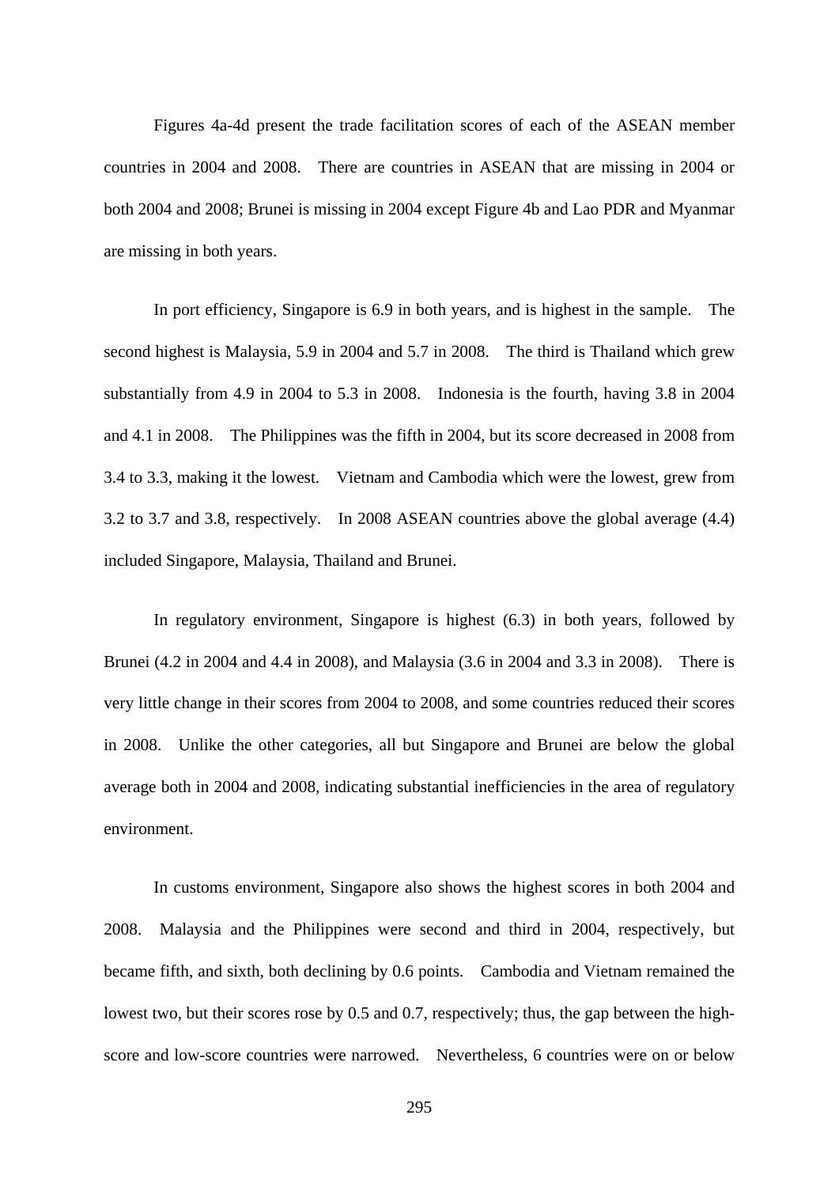Figures 4a-4d present the trade facilitation scores of each of the ASEAN member countries in 2004 and 2008. There are countries in ASEAN that are missing in 2004 or both 2004 and 2008; Brunei is missing in 2004 except Figure 4b and Lao PDR and Myanmar are missing in both years.

In port efficiency, Singapore is 6.9 in both years, and is highest in the sample. The second highest is Malaysia, 5.9 in 2004 and 5.7 in 2008. The third is Thailand which grew substantially from 4.9 in 2004 to 5.3 in 2008. Indonesia is the fourth, having 3.8 in 2004 and 4.1 in 2008. The Philippines was the fifth in 2004, but its score decreased in 2008 from 3.4 to 3.3, making it the lowest. Vietnam and Cambodia which were the lowest, grew from 3.2 to 3.7 and 3.8, respectively. In 2008 ASEAN countries above the global average (4.4) included Singapore, Malaysia, Thailand and Brunei.

In regulatory environment, Singapore is highest (6.3) in both years, followed by Brunei (4.2 in 2004 and 4.4 in 2008), and Malaysia (3.6 in 2004 and 3.3 in 2008). There is very little change in their scores from 2004 to 2008, and some countries reduced their scores in 2008. Unlike the other categories, all but Singapore and Brunei are below the global average both in 2004 and 2008, indicating substantial inefficiencies in the area of regulatory environment.

In customs environment, Singapore also shows the highest scores in both 2004 and 2008. Malaysia and the Philippines were second and third in 2004, respectively, but became fifth, and sixth, both declining by 0.6 points. Cambodia and Vietnam remained the lowest two, but their scores rose by 0.5 and 0.7, respectively; thus, the gap between the high-score and low-score countries were narrowed. Nevertheless, 6 countries were on or below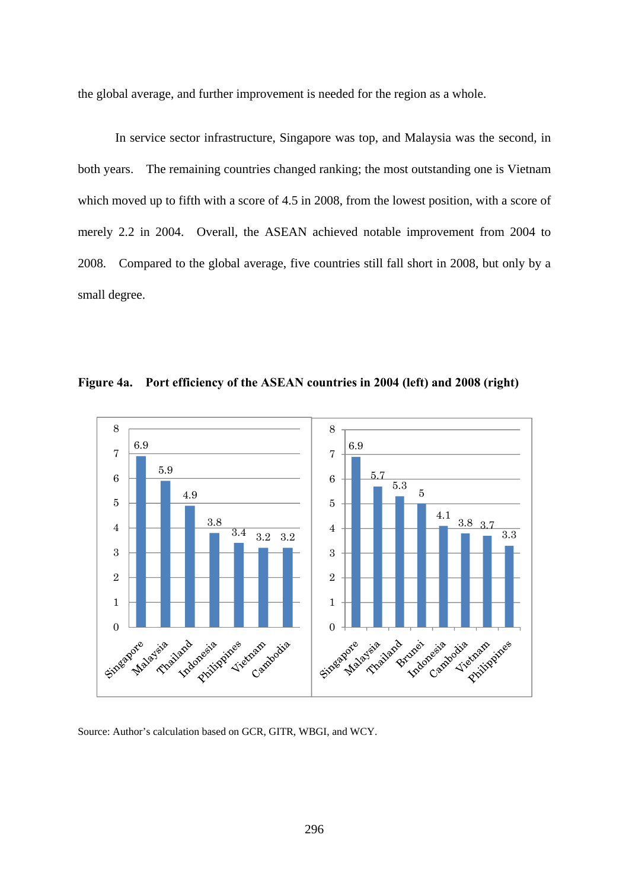the global average, and further improvement is needed for the region as a whole.

In service sector infrastructure, Singapore was top, and Malaysia was the second, in both years. The remaining countries changed ranking; the most outstanding one is Vietnam which moved up to fifth with a score of 4.5 in 2008, from the lowest position, with a score of merely 2.2 in 2004. Overall, the ASEAN achieved notable improvement from 2004 to 2008. Compared to the global average, five countries still fall short in 2008, but only by a small degree.

**Figure 4a. Port efficiency of the ASEAN countries in 2004 (left) and 2008 (right)**

| 2004 | Score |
|---|---|
| Singapore | 6.9 |
| Malaysia | 5.9 |
| Thailand | 4.9 |
| Indonesia | 3.8 |
| Philippines | 3.4 |
| Vietnam | 3.2 |
| Cambodia | 3.2 |

| 2008 | Score |
|---|---|
| Singapore | 6.9 |
| Malaysia | 5.7 |
| Thailand | 5.3 |
| Brunei | 5 |
| Indonesia | 4.1 |
| Cambodia | 3.8 |
| Vietnam | 3.7 |
| Philippines | 3.3 |

Source: Author's calculation based on GCR, GITR, WBGI, and WCY.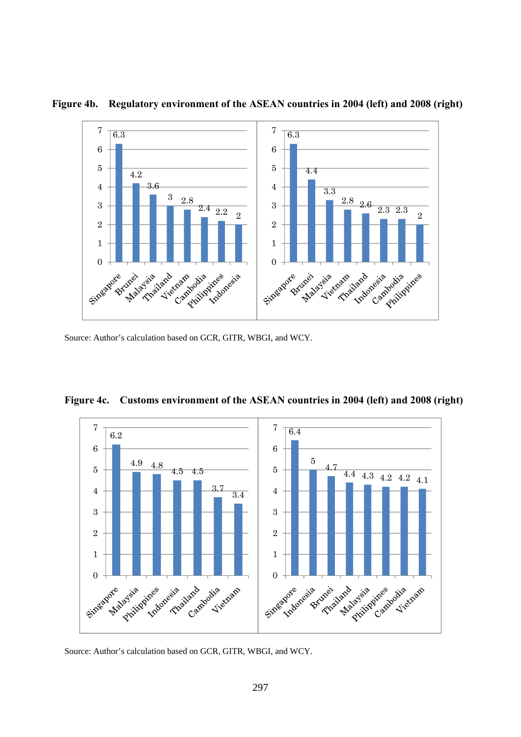**Figure 4b. Regulatory environment of the ASEAN countries in 2004 (left) and 2008 (right)**

| 2004 | | 2008 | |
|---|---|---|---|
| Singapore | 6.3 | Singapore | 6.3 |
| Brunei | 4.2 | Brunei | 4.4 |
| Malaysia | 3.6 | Malaysia | 3.3 |
| Thailand | 3 | Vietnam | 2.8 |
| Vietnam | 2.8 | Thailand | 2.6 |
| Cambodia | 2.4 | Indonesia | 2.3 |
| Philippines | 2.2 | Cambodia | 2.3 |
| Indonesia | 2 | Philippines | 2 |

Source: Author's calculation based on GCR, GITR, WBGI, and WCY.

**Figure 4c. Customs environment of the ASEAN countries in 2004 (left) and 2008 (right)**

| 2004 | | 2008 | |
|---|---|---|---|
| Singapore | 6.2 | Singapore | 6.4 |
| Malaysia | 4.9 | Indonesia | 5 |
| Philippines | 4.8 | Brunei | 4.7 |
| Indonesia | 4.5 | Thailand | 4.4 |
| Thailand | 4.5 | Malaysia | 4.3 |
| Cambodia | 3.7 | Philippines | 4.2 |
| Vietnam | 3.4 | Cambodia | 4.2 |
| | | Vietnam | 4.1 |

Source: Author's calculation based on GCR, GITR, WBGI, and WCY.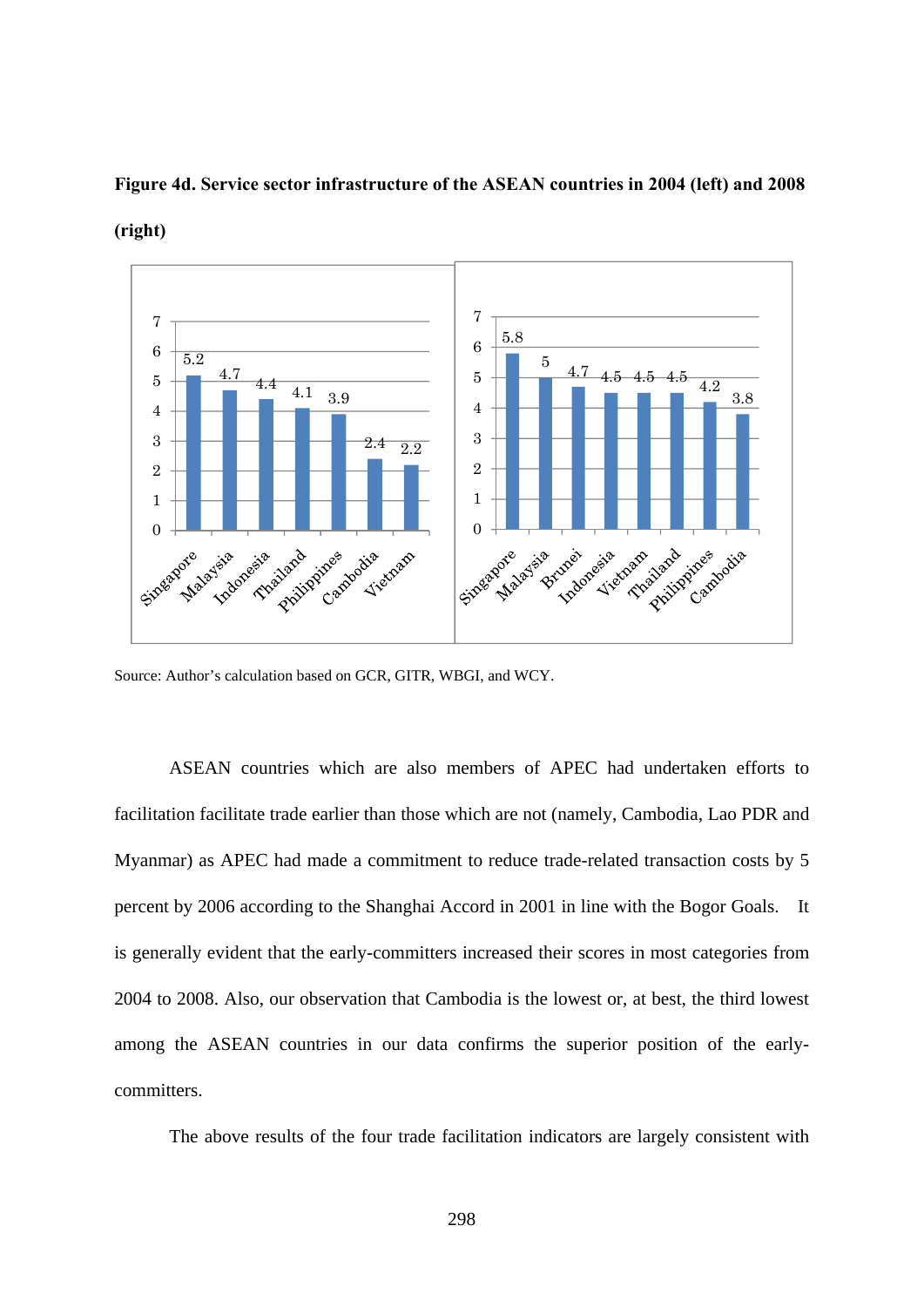**Figure 4d. Service sector infrastructure of the ASEAN countries in 2004 (left) and 2008 (right)**

| 2004 | Score |
|---|---|
| Singapore | 5.2 |
| Malaysia | 4.7 |
| Indonesia | 4.4 |
| Thailand | 4.1 |
| Philippines | 3.9 |
| Cambodia | 2.4 |
| Vietnam | 2.2 |

| 2008 | Score |
|---|---|
| Singapore | 5.8 |
| Malaysia | 5 |
| Brunei | 4.7 |
| Indonesia | 4.5 |
| Vietnam | 4.5 |
| Thailand | 4.5 |
| Philippines | 4.2 |
| Cambodia | 3.8 |

Source: Author's calculation based on GCR, GITR, WBGI, and WCY.

ASEAN countries which are also members of APEC had undertaken efforts to facilitation facilitate trade earlier than those which are not (namely, Cambodia, Lao PDR and Myanmar) as APEC had made a commitment to reduce trade-related transaction costs by 5 percent by 2006 according to the Shanghai Accord in 2001 in line with the Bogor Goals. It is generally evident that the early-committers increased their scores in most categories from 2004 to 2008. Also, our observation that Cambodia is the lowest or, at best, the third lowest among the ASEAN countries in our data confirms the superior position of the early-committers.

The above results of the four trade facilitation indicators are largely consistent with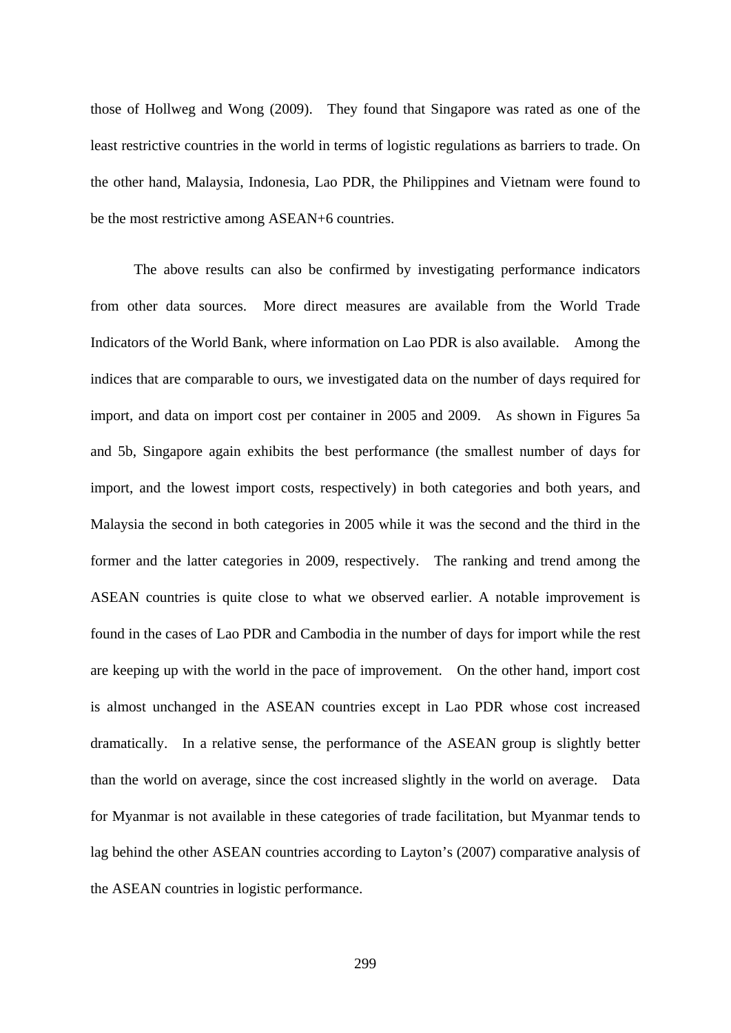those of Hollweg and Wong (2009). They found that Singapore was rated as one of the least restrictive countries in the world in terms of logistic regulations as barriers to trade. On the other hand, Malaysia, Indonesia, Lao PDR, the Philippines and Vietnam were found to be the most restrictive among ASEAN+6 countries.

The above results can also be confirmed by investigating performance indicators from other data sources. More direct measures are available from the World Trade Indicators of the World Bank, where information on Lao PDR is also available. Among the indices that are comparable to ours, we investigated data on the number of days required for import, and data on import cost per container in 2005 and 2009. As shown in Figures 5a and 5b, Singapore again exhibits the best performance (the smallest number of days for import, and the lowest import costs, respectively) in both categories and both years, and Malaysia the second in both categories in 2005 while it was the second and the third in the former and the latter categories in 2009, respectively. The ranking and trend among the ASEAN countries is quite close to what we observed earlier. A notable improvement is found in the cases of Lao PDR and Cambodia in the number of days for import while the rest are keeping up with the world in the pace of improvement. On the other hand, import cost is almost unchanged in the ASEAN countries except in Lao PDR whose cost increased dramatically. In a relative sense, the performance of the ASEAN group is slightly better than the world on average, since the cost increased slightly in the world on average. Data for Myanmar is not available in these categories of trade facilitation, but Myanmar tends to lag behind the other ASEAN countries according to Layton's (2007) comparative analysis of the ASEAN countries in logistic performance.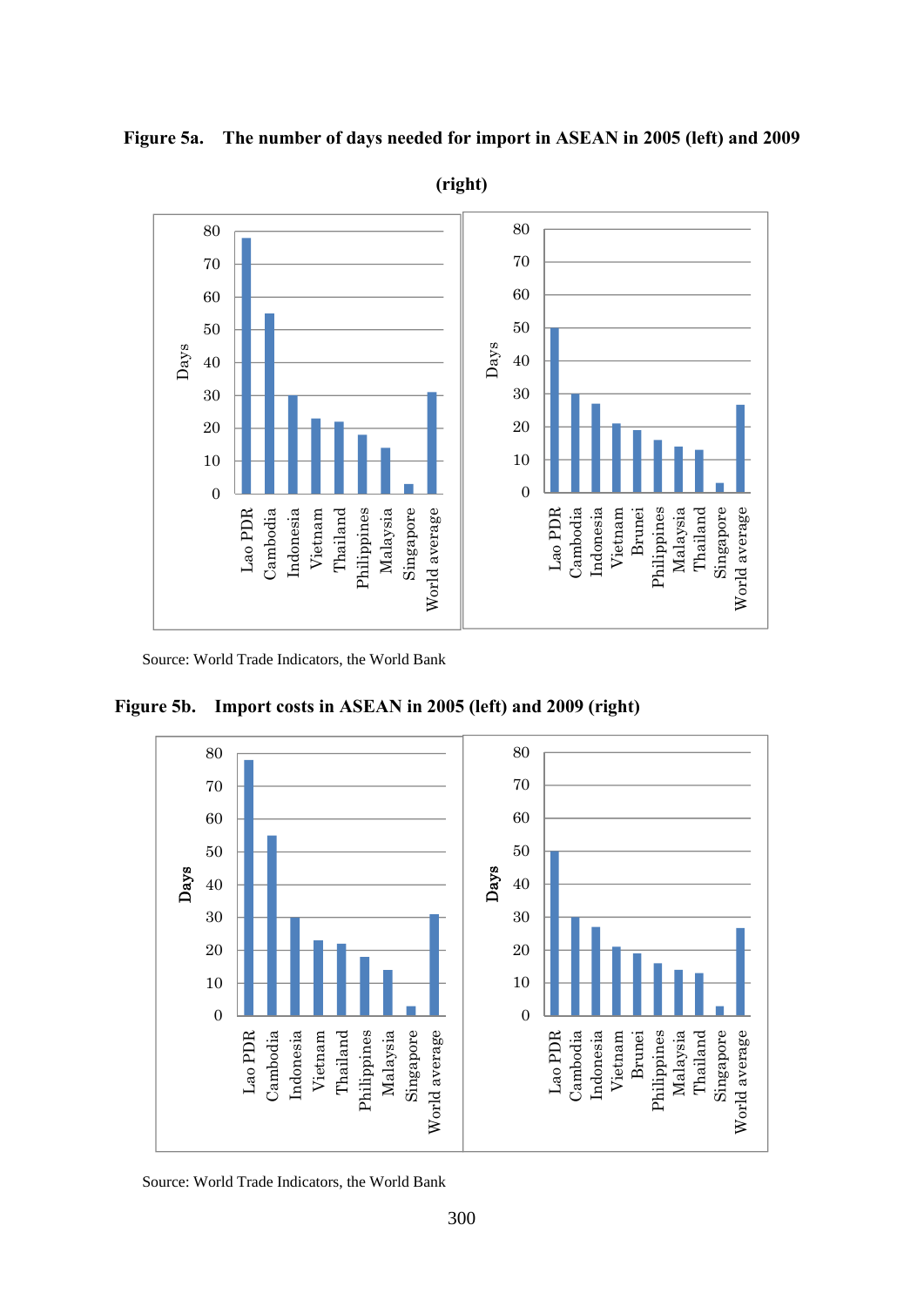**Figure 5a. The number of days needed for import in ASEAN in 2005 (left) and 2009 (right)**

Source: World Trade Indicators, the World Bank

**Figure 5b. Import costs in ASEAN in 2005 (left) and 2009 (right)**

Source: World Trade Indicators, the World Bank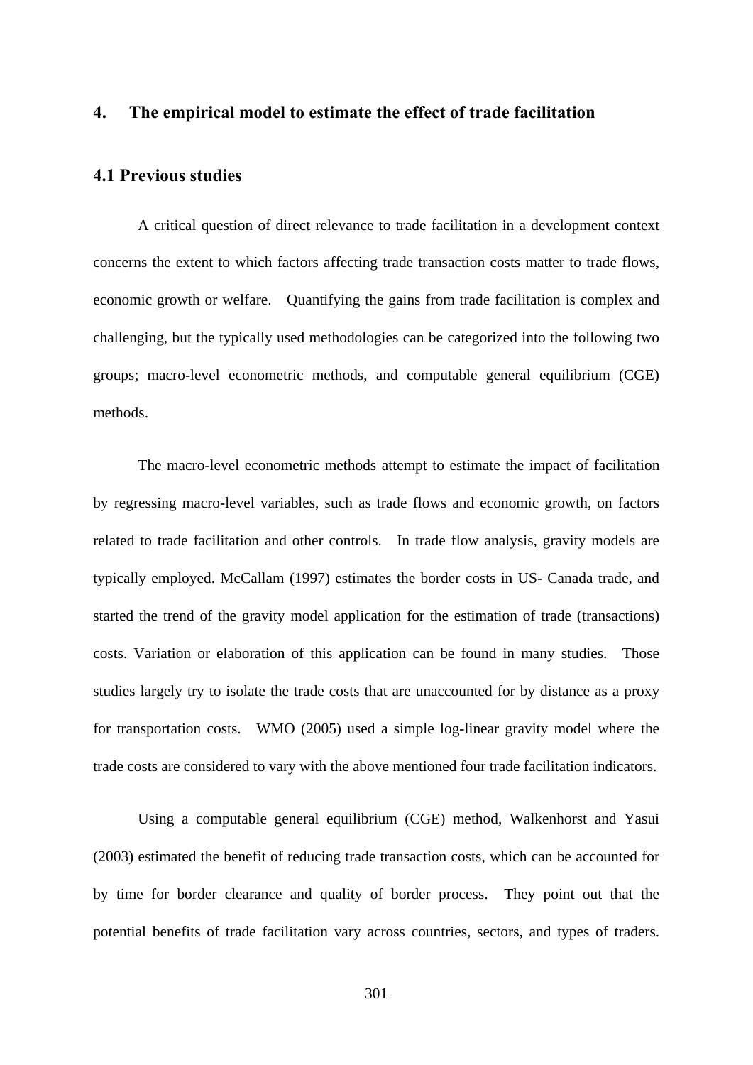## 4. The empirical model to estimate the effect of trade facilitation

### 4.1 Previous studies

A critical question of direct relevance to trade facilitation in a development context concerns the extent to which factors affecting trade transaction costs matter to trade flows, economic growth or welfare. Quantifying the gains from trade facilitation is complex and challenging, but the typically used methodologies can be categorized into the following two groups; macro-level econometric methods, and computable general equilibrium (CGE) methods.

The macro-level econometric methods attempt to estimate the impact of facilitation by regressing macro-level variables, such as trade flows and economic growth, on factors related to trade facilitation and other controls. In trade flow analysis, gravity models are typically employed. McCallam (1997) estimates the border costs in US- Canada trade, and started the trend of the gravity model application for the estimation of trade (transactions) costs. Variation or elaboration of this application can be found in many studies. Those studies largely try to isolate the trade costs that are unaccounted for by distance as a proxy for transportation costs. WMO (2005) used a simple log-linear gravity model where the trade costs are considered to vary with the above mentioned four trade facilitation indicators.

Using a computable general equilibrium (CGE) method, Walkenhorst and Yasui (2003) estimated the benefit of reducing trade transaction costs, which can be accounted for by time for border clearance and quality of border process. They point out that the potential benefits of trade facilitation vary across countries, sectors, and types of traders.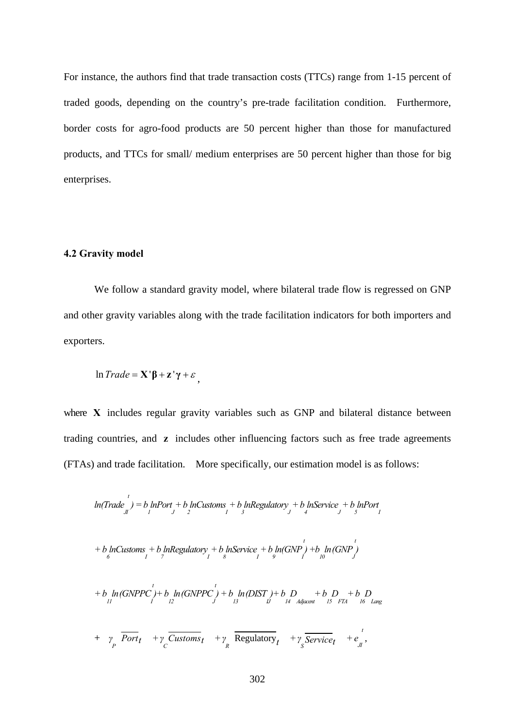For instance, the authors find that trade transaction costs (TTCs) range from 1-15 percent of traded goods, depending on the country's pre-trade facilitation condition. Furthermore, border costs for agro-food products are 50 percent higher than those for manufactured products, and TTCs for small/ medium enterprises are 50 percent higher than those for big enterprises.

### 4.2 Gravity model

We follow a standard gravity model, where bilateral trade flow is regressed on GNP and other gravity variables along with the trade facilitation indicators for both importers and exporters.

$$\ln Trade = \mathbf{X}'\boldsymbol{\beta} + \mathbf{z}'\boldsymbol{\gamma} + \varepsilon,$$

where $\mathbf{X}$ includes regular gravity variables such as GNP and bilateral distance between trading countries, and $\mathbf{z}$ includes other influencing factors such as free trade agreements (FTAs) and trade facilitation. More specifically, our estimation model is as follows:

$$\begin{aligned}
ln(Trade_{JI}^{t}) &= b_1 lnPort_J + b_2 lnCustoms_I + b_3 lnRegulatory_J + b_4 lnService_J + b_5 lnPort_I \\
&+ b_6 lnCustoms_I + b_7 lnRegulatory_I + b_8 lnService_I + b_9 ln(GNP_I^t) + b_{10} ln(GNP_J^t) \\
&+ b_{11} ln(GNPPC_I^t) + b_{12} ln(GNPPC_J^t) + b_{13} ln(DIST_{IJ}) + b_{14} D_{Adjacent} + b_{15} D_{FTA} + b_{16} D_{Lang} \\
&+ \gamma_P \overline{Port_t} + \gamma_C \overline{Customs_t} + \gamma_R \overline{\text{Regulatory}_t} + \gamma_S \overline{Service_t} + e_{JI}^{t},
\end{aligned}$$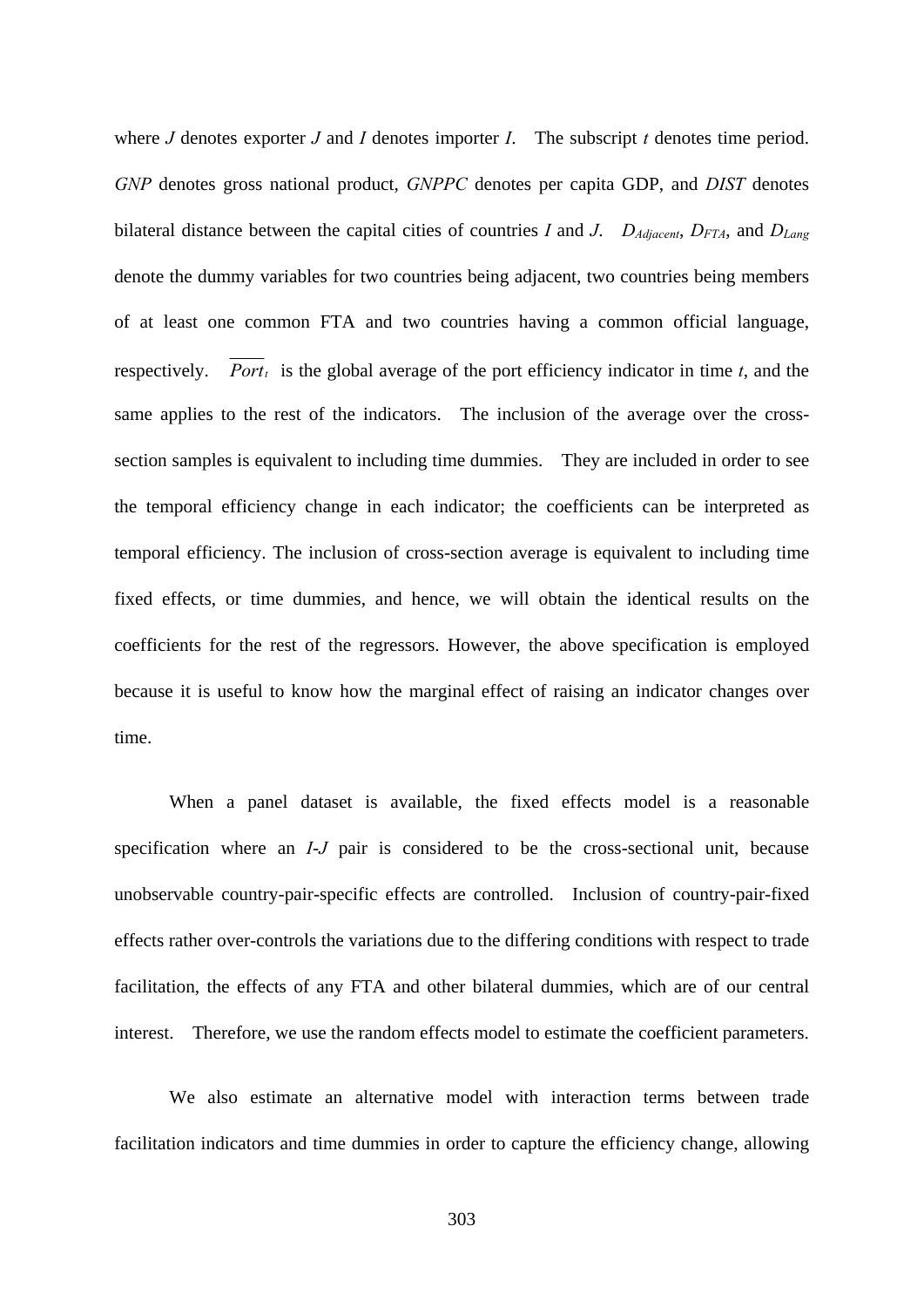where *J* denotes exporter *J* and *I* denotes importer *I*. The subscript *t* denotes time period. *GNP* denotes gross national product, *GNPPC* denotes per capita GDP, and *DIST* denotes bilateral distance between the capital cities of countries *I* and *J*. $D_{Adjacent}$, $D_{FTA}$, and $D_{Lang}$ denote the dummy variables for two countries being adjacent, two countries being members of at least one common FTA and two countries having a common official language, respectively. $\overline{Port_t}$ is the global average of the port efficiency indicator in time *t*, and the same applies to the rest of the indicators. The inclusion of the average over the cross-section samples is equivalent to including time dummies. They are included in order to see the temporal efficiency change in each indicator; the coefficients can be interpreted as temporal efficiency. The inclusion of cross-section average is equivalent to including time fixed effects, or time dummies, and hence, we will obtain the identical results on the coefficients for the rest of the regressors. However, the above specification is employed because it is useful to know how the marginal effect of raising an indicator changes over time.

When a panel dataset is available, the fixed effects model is a reasonable specification where an *I*-*J* pair is considered to be the cross-sectional unit, because unobservable country-pair-specific effects are controlled. Inclusion of country-pair-fixed effects rather over-controls the variations due to the differing conditions with respect to trade facilitation, the effects of any FTA and other bilateral dummies, which are of our central interest. Therefore, we use the random effects model to estimate the coefficient parameters.

We also estimate an alternative model with interaction terms between trade facilitation indicators and time dummies in order to capture the efficiency change, allowing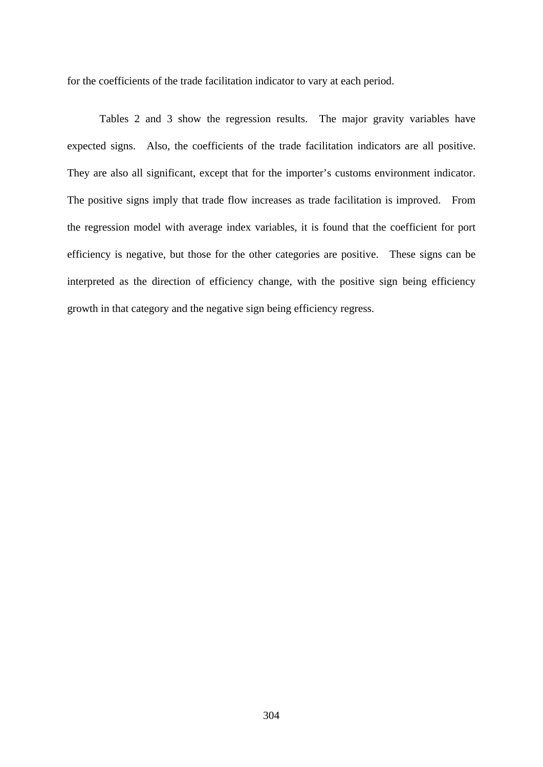for the coefficients of the trade facilitation indicator to vary at each period.

Tables 2 and 3 show the regression results. The major gravity variables have expected signs. Also, the coefficients of the trade facilitation indicators are all positive. They are also all significant, except that for the importer's customs environment indicator. The positive signs imply that trade flow increases as trade facilitation is improved. From the regression model with average index variables, it is found that the coefficient for port efficiency is negative, but those for the other categories are positive. These signs can be interpreted as the direction of efficiency change, with the positive sign being efficiency growth in that category and the negative sign being efficiency regress.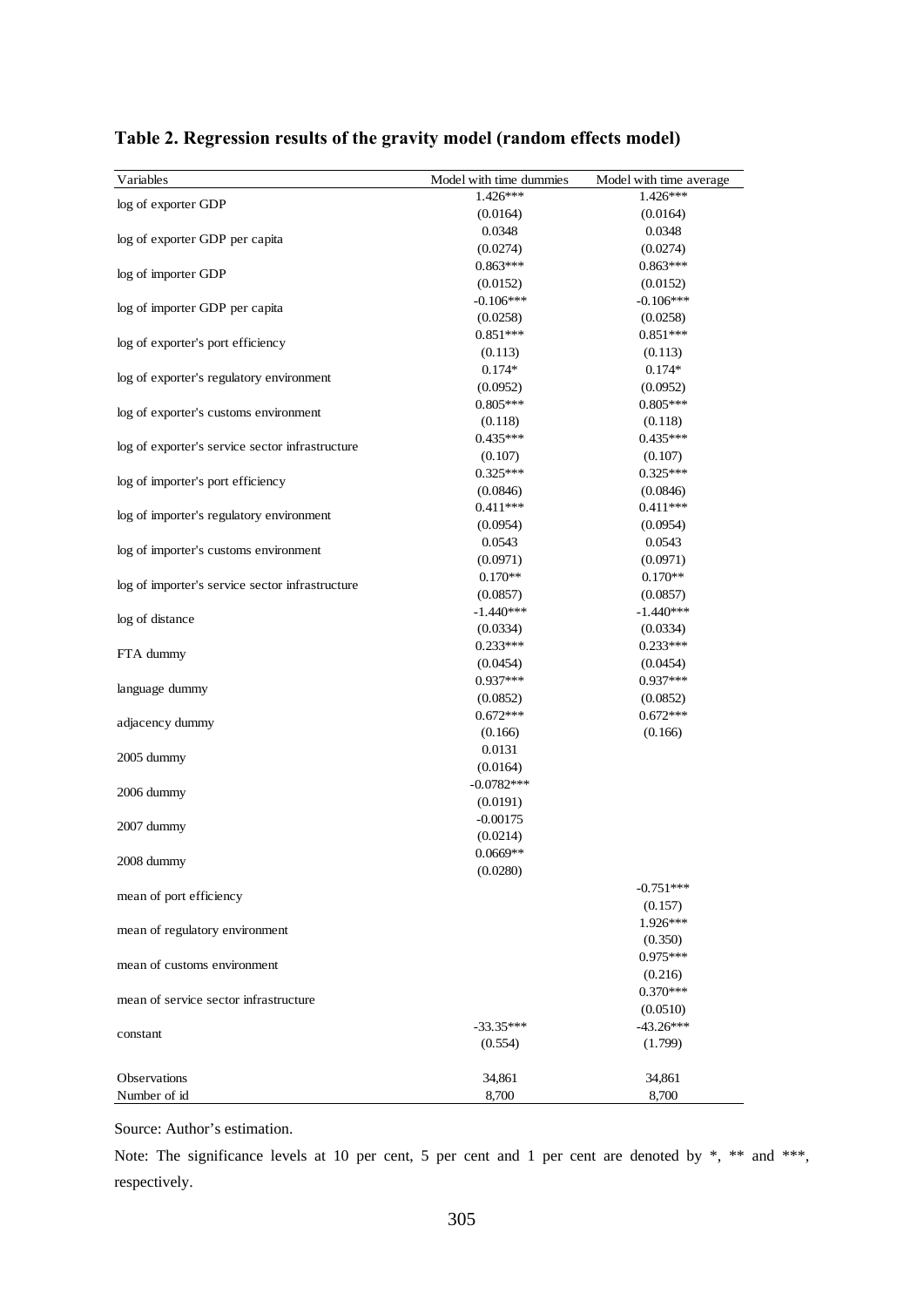**Table 2. Regression results of the gravity model (random effects model)**

| Variables | Model with time dummies | Model with time average |
|---|---|---|
| log of exporter GDP | 1.426*** | 1.426*** |
| | (0.0164) | (0.0164) |
| log of exporter GDP per capita | 0.0348 | 0.0348 |
| | (0.0274) | (0.0274) |
| log of importer GDP | 0.863*** | 0.863*** |
| | (0.0152) | (0.0152) |
| log of importer GDP per capita | -0.106*** | -0.106*** |
| | (0.0258) | (0.0258) |
| log of exporter's port efficiency | 0.851*** | 0.851*** |
| | (0.113) | (0.113) |
| log of exporter's regulatory environment | 0.174* | 0.174* |
| | (0.0952) | (0.0952) |
| log of exporter's customs environment | 0.805*** | 0.805*** |
| | (0.118) | (0.118) |
| log of exporter's service sector infrastructure | 0.435*** | 0.435*** |
| | (0.107) | (0.107) |
| log of importer's port efficiency | 0.325*** | 0.325*** |
| | (0.0846) | (0.0846) |
| log of importer's regulatory environment | 0.411*** | 0.411*** |
| | (0.0954) | (0.0954) |
| log of importer's customs environment | 0.0543 | 0.0543 |
| | (0.0971) | (0.0971) |
| log of importer's service sector infrastructure | 0.170** | 0.170** |
| | (0.0857) | (0.0857) |
| log of distance | -1.440*** | -1.440*** |
| | (0.0334) | (0.0334) |
| FTA dummy | 0.233*** | 0.233*** |
| | (0.0454) | (0.0454) |
| language dummy | 0.937*** | 0.937*** |
| | (0.0852) | (0.0852) |
| adjacency dummy | 0.672*** | 0.672*** |
| | (0.166) | (0.166) |
| 2005 dummy | 0.0131 | |
| | (0.0164) | |
| 2006 dummy | -0.0782*** | |
| | (0.0191) | |
| 2007 dummy | -0.00175 | |
| | (0.0214) | |
| 2008 dummy | 0.0669** | |
| | (0.0280) | |
| mean of port efficiency | | -0.751*** |
| | | (0.157) |
| mean of regulatory environment | | 1.926*** |
| | | (0.350) |
| mean of customs environment | | 0.975*** |
| | | (0.216) |
| mean of service sector infrastructure | | 0.370*** |
| | | (0.0510) |
| constant | -33.35*** | -43.26*** |
| | (0.554) | (1.799) |
| Observations | 34,861 | 34,861 |
| Number of id | 8,700 | 8,700 |

Source: Author's estimation.

Note: The significance levels at 10 per cent, 5 per cent and 1 per cent are denoted by *, ** and ***, respectively.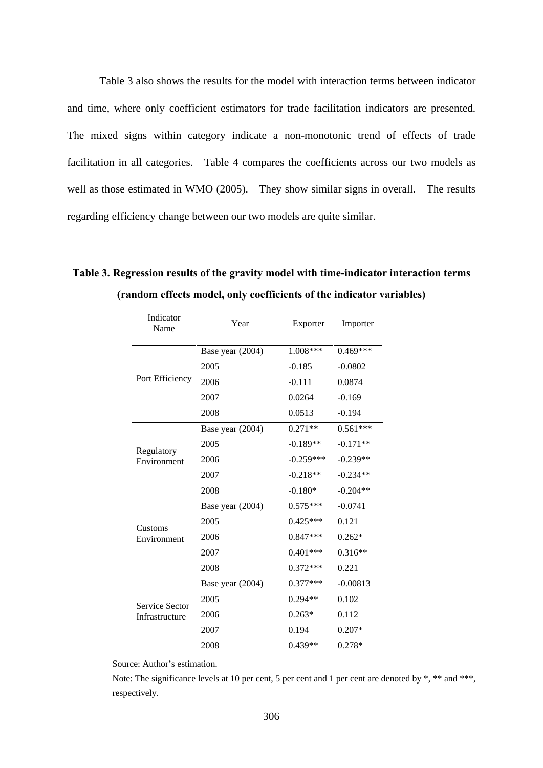Table 3 also shows the results for the model with interaction terms between indicator and time, where only coefficient estimators for trade facilitation indicators are presented. The mixed signs within category indicate a non-monotonic trend of effects of trade facilitation in all categories. Table 4 compares the coefficients across our two models as well as those estimated in WMO (2005). They show similar signs in overall. The results regarding efficiency change between our two models are quite similar.

**Table 3. Regression results of the gravity model with time-indicator interaction terms (random effects model, only coefficients of the indicator variables)**

| Indicator Name | Year | Exporter | Importer |
|---|---|---|---|
| Port Efficiency | Base year (2004) | 1.008*** | 0.469*** |
| | 2005 | -0.185 | -0.0802 |
| | 2006 | -0.111 | 0.0874 |
| | 2007 | 0.0264 | -0.169 |
| | 2008 | 0.0513 | -0.194 |
| Regulatory Environment | Base year (2004) | 0.271** | 0.561*** |
| | 2005 | -0.189** | -0.171** |
| | 2006 | -0.259*** | -0.239** |
| | 2007 | -0.218** | -0.234** |
| | 2008 | -0.180* | -0.204** |
| Customs Environment | Base year (2004) | 0.575*** | -0.0741 |
| | 2005 | 0.425*** | 0.121 |
| | 2006 | 0.847*** | 0.262* |
| | 2007 | 0.401*** | 0.316** |
| | 2008 | 0.372*** | 0.221 |
| Service Sector Infrastructure | Base year (2004) | 0.377*** | -0.00813 |
| | 2005 | 0.294** | 0.102 |
| | 2006 | 0.263* | 0.112 |
| | 2007 | 0.194 | 0.207* |
| | 2008 | 0.439** | 0.278* |

Source: Author's estimation.

Note: The significance levels at 10 per cent, 5 per cent and 1 per cent are denoted by *, ** and ***, respectively.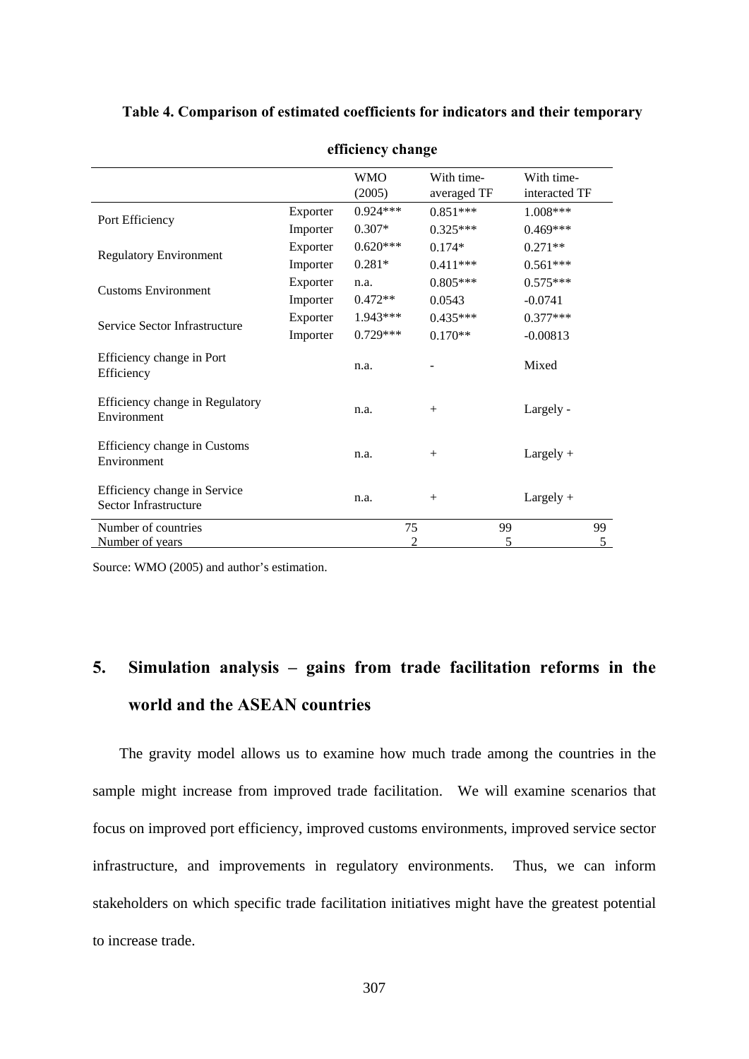**Table 4. Comparison of estimated coefficients for indicators and their temporary efficiency change**

| | | WMO (2005) | With time-averaged TF | With time-interacted TF |
|---|---|---|---|---|
| Port Efficiency | Exporter | 0.924*** | 0.851*** | 1.008*** |
| | Importer | 0.307* | 0.325*** | 0.469*** |
| Regulatory Environment | Exporter | 0.620*** | 0.174* | 0.271** |
| | Importer | 0.281* | 0.411*** | 0.561*** |
| Customs Environment | Exporter | n.a. | 0.805*** | 0.575*** |
| | Importer | 0.472** | 0.0543 | -0.0741 |
| Service Sector Infrastructure | Exporter | 1.943*** | 0.435*** | 0.377*** |
| | Importer | 0.729*** | 0.170** | -0.00813 |
| Efficiency change in Port Efficiency | | n.a. | - | Mixed |
| Efficiency change in Regulatory Environment | | n.a. | + | Largely - |
| Efficiency change in Customs Environment | | n.a. | + | Largely + |
| Efficiency change in Service Sector Infrastructure | | n.a. | + | Largely + |
| Number of countries | | 75 | 99 | 99 |
| Number of years | | 2 | 5 | 5 |

Source: WMO (2005) and author's estimation.

## 5. Simulation analysis – gains from trade facilitation reforms in the world and the ASEAN countries

The gravity model allows us to examine how much trade among the countries in the sample might increase from improved trade facilitation. We will examine scenarios that focus on improved port efficiency, improved customs environments, improved service sector infrastructure, and improvements in regulatory environments. Thus, we can inform stakeholders on which specific trade facilitation initiatives might have the greatest potential to increase trade.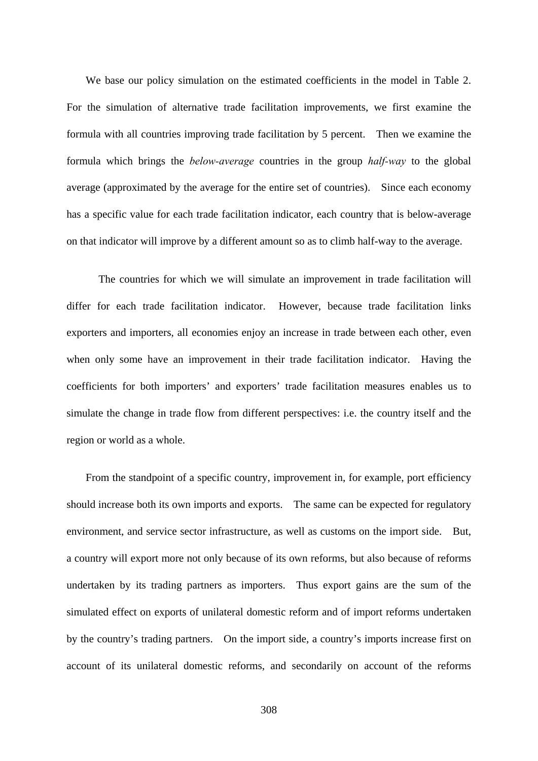We base our policy simulation on the estimated coefficients in the model in Table 2. For the simulation of alternative trade facilitation improvements, we first examine the formula with all countries improving trade facilitation by 5 percent. Then we examine the formula which brings the *below-average* countries in the group *half-way* to the global average (approximated by the average for the entire set of countries). Since each economy has a specific value for each trade facilitation indicator, each country that is below-average on that indicator will improve by a different amount so as to climb half-way to the average.

The countries for which we will simulate an improvement in trade facilitation will differ for each trade facilitation indicator. However, because trade facilitation links exporters and importers, all economies enjoy an increase in trade between each other, even when only some have an improvement in their trade facilitation indicator. Having the coefficients for both importers' and exporters' trade facilitation measures enables us to simulate the change in trade flow from different perspectives: i.e. the country itself and the region or world as a whole.

From the standpoint of a specific country, improvement in, for example, port efficiency should increase both its own imports and exports. The same can be expected for regulatory environment, and service sector infrastructure, as well as customs on the import side. But, a country will export more not only because of its own reforms, but also because of reforms undertaken by its trading partners as importers. Thus export gains are the sum of the simulated effect on exports of unilateral domestic reform and of import reforms undertaken by the country's trading partners. On the import side, a country's imports increase first on account of its unilateral domestic reforms, and secondarily on account of the reforms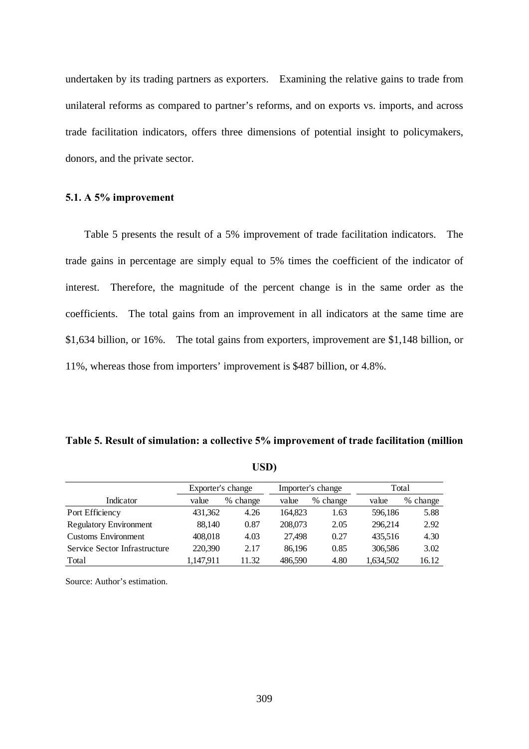undertaken by its trading partners as exporters. Examining the relative gains to trade from unilateral reforms as compared to partner's reforms, and on exports vs. imports, and across trade facilitation indicators, offers three dimensions of potential insight to policymakers, donors, and the private sector.

### 5.1. A 5% improvement

Table 5 presents the result of a 5% improvement of trade facilitation indicators. The trade gains in percentage are simply equal to 5% times the coefficient of the indicator of interest. Therefore, the magnitude of the percent change is in the same order as the coefficients. The total gains from an improvement in all indicators at the same time are \$1,634 billion, or 16%. The total gains from exporters, improvement are \$1,148 billion, or 11%, whereas those from importers' improvement is \$487 billion, or 4.8%.

**Table 5. Result of simulation: a collective 5% improvement of trade facilitation (million USD)**

| | Exporter's change | | Importer's change | | Total | |
|---|---|---|---|---|---|---|
| Indicator | value | % change | value | % change | value | % change |
| Port Efficiency | 431,362 | 4.26 | 164,823 | 1.63 | 596,186 | 5.88 |
| Regulatory Environment | 88,140 | 0.87 | 208,073 | 2.05 | 296,214 | 2.92 |
| Customs Environment | 408,018 | 4.03 | 27,498 | 0.27 | 435,516 | 4.30 |
| Service Sector Infrastructure | 220,390 | 2.17 | 86,196 | 0.85 | 306,586 | 3.02 |
| Total | 1,147,911 | 11.32 | 486,590 | 4.80 | 1,634,502 | 16.12 |

Source: Author's estimation.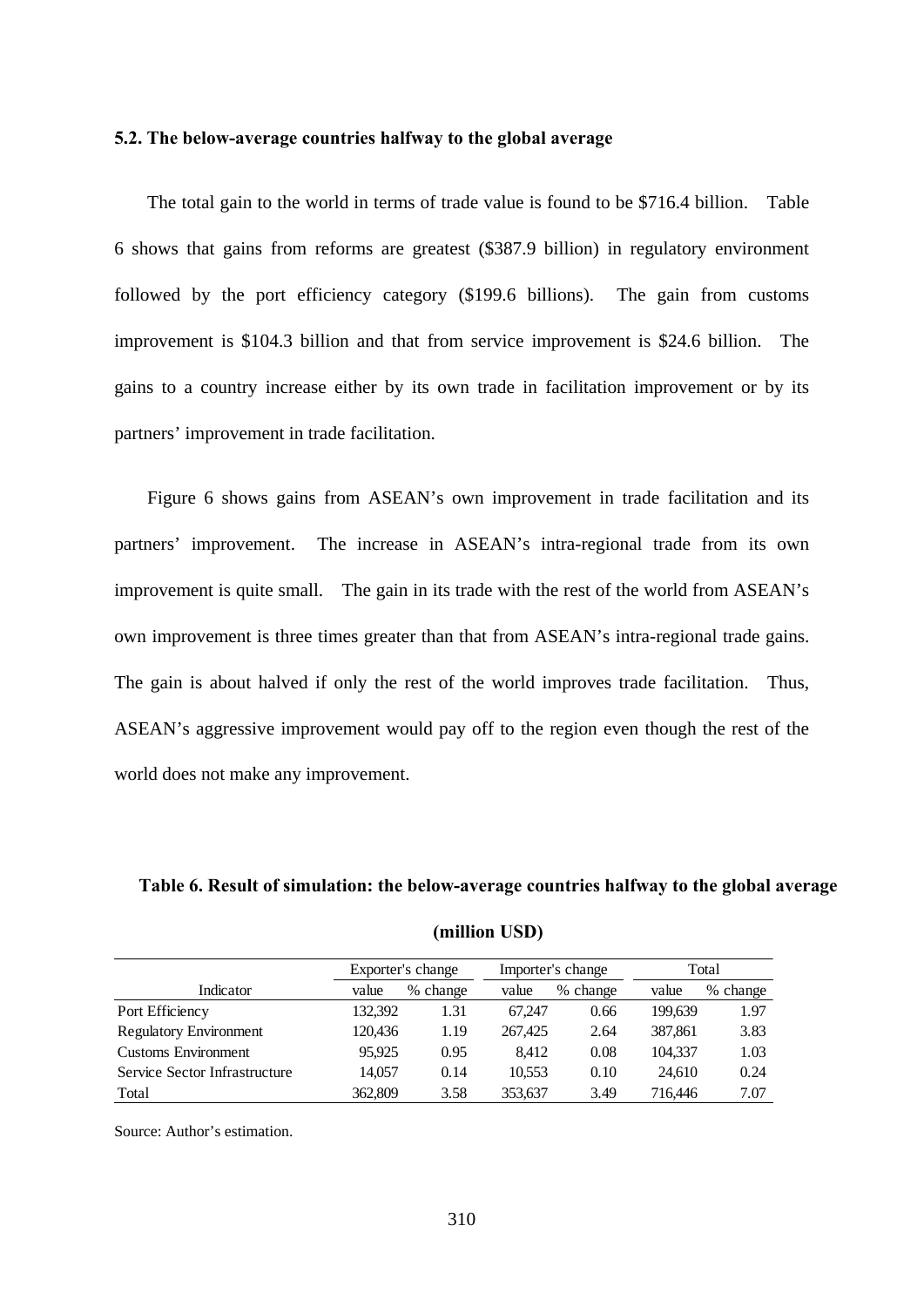### 5.2. The below-average countries halfway to the global average

The total gain to the world in terms of trade value is found to be $716.4 billion. Table 6 shows that gains from reforms are greatest ($387.9 billion) in regulatory environment followed by the port efficiency category ($199.6 billions). The gain from customs improvement is $104.3 billion and that from service improvement is $24.6 billion. The gains to a country increase either by its own trade in facilitation improvement or by its partners' improvement in trade facilitation.

Figure 6 shows gains from ASEAN's own improvement in trade facilitation and its partners' improvement. The increase in ASEAN's intra-regional trade from its own improvement is quite small. The gain in its trade with the rest of the world from ASEAN's own improvement is three times greater than that from ASEAN's intra-regional trade gains. The gain is about halved if only the rest of the world improves trade facilitation. Thus, ASEAN's aggressive improvement would pay off to the region even though the rest of the world does not make any improvement.

**Table 6. Result of simulation: the below-average countries halfway to the global average (million USD)**

| | Exporter's change | | Importer's change | | Total | |
|---|---|---|---|---|---|---|
| Indicator | value | % change | value | % change | value | % change |
| Port Efficiency | 132,392 | 1.31 | 67,247 | 0.66 | 199,639 | 1.97 |
| Regulatory Environment | 120,436 | 1.19 | 267,425 | 2.64 | 387,861 | 3.83 |
| Customs Environment | 95,925 | 0.95 | 8,412 | 0.08 | 104,337 | 1.03 |
| Service Sector Infrastructure | 14,057 | 0.14 | 10,553 | 0.10 | 24,610 | 0.24 |
| Total | 362,809 | 3.58 | 353,637 | 3.49 | 716,446 | 7.07 |

Source: Author's estimation.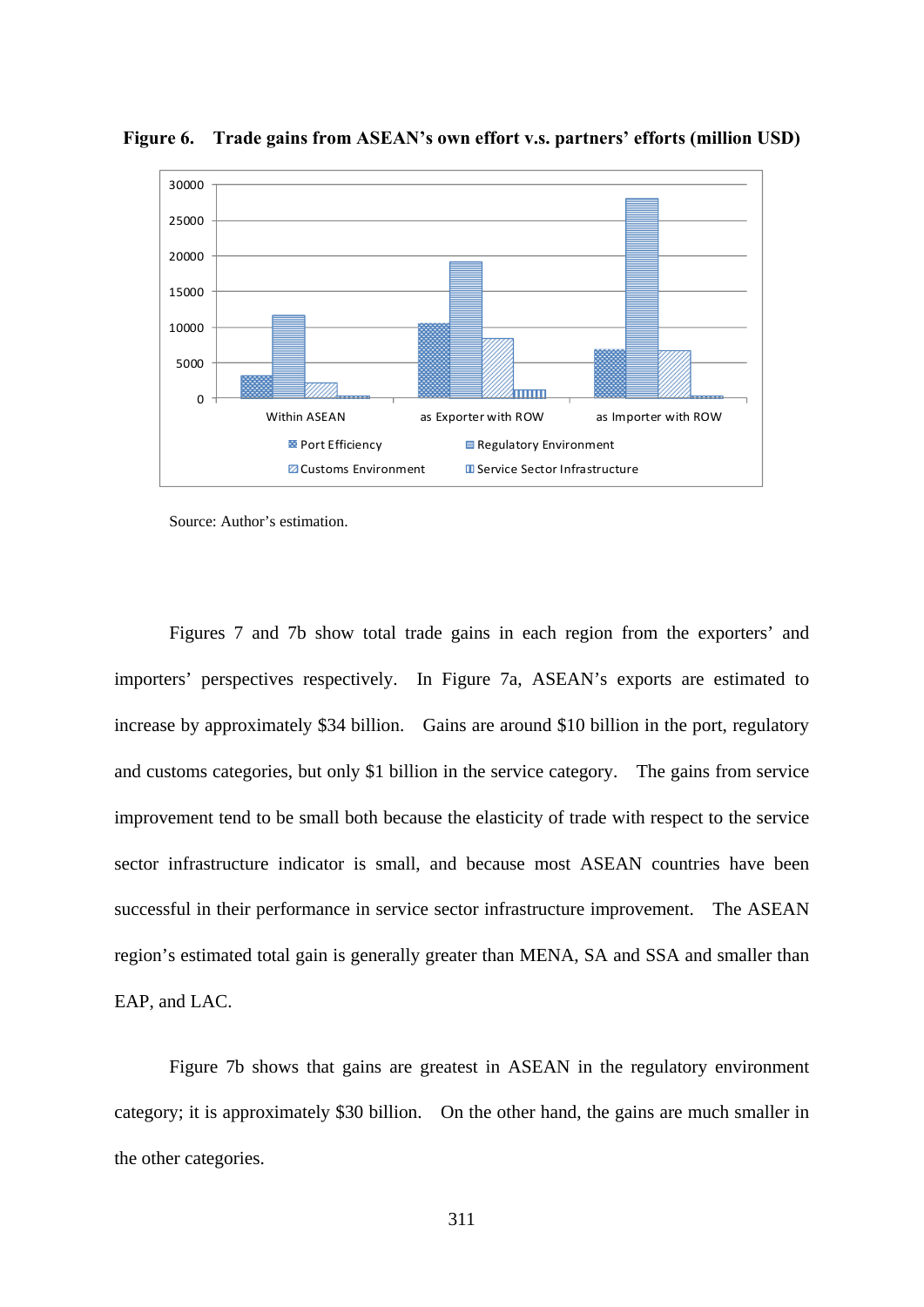**Figure 6. Trade gains from ASEAN's own effort v.s. partners' efforts (million USD)**

Source: Author's estimation.

Figures 7 and 7b show total trade gains in each region from the exporters' and importers' perspectives respectively. In Figure 7a, ASEAN's exports are estimated to increase by approximately \$34 billion. Gains are around \$10 billion in the port, regulatory and customs categories, but only \$1 billion in the service category. The gains from service improvement tend to be small both because the elasticity of trade with respect to the service sector infrastructure indicator is small, and because most ASEAN countries have been successful in their performance in service sector infrastructure improvement. The ASEAN region's estimated total gain is generally greater than MENA, SA and SSA and smaller than EAP, and LAC.

Figure 7b shows that gains are greatest in ASEAN in the regulatory environment category; it is approximately \$30 billion. On the other hand, the gains are much smaller in the other categories.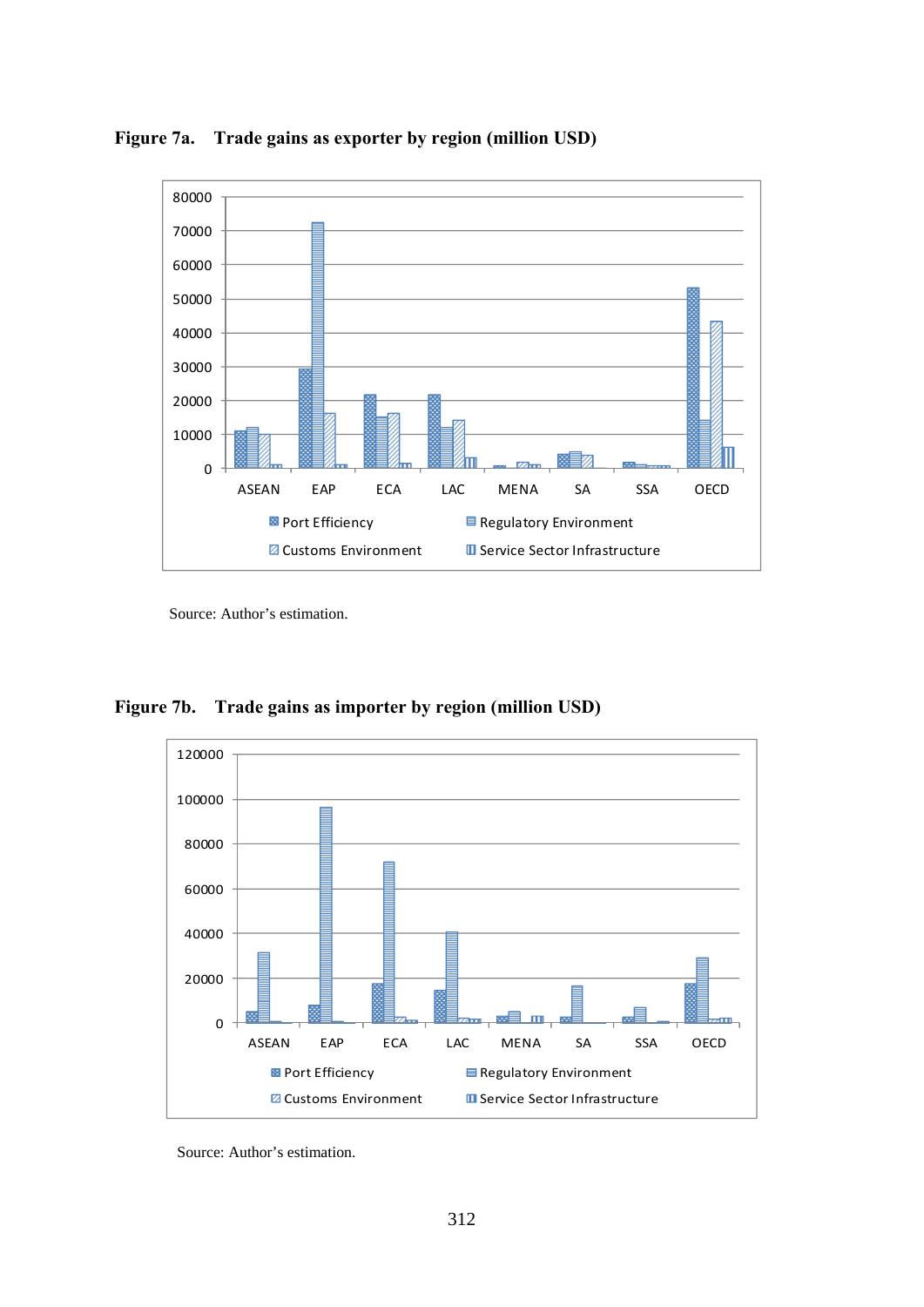**Figure 7a. Trade gains as exporter by region (million USD)**

Source: Author's estimation.

**Figure 7b. Trade gains as importer by region (million USD)**

Source: Author's estimation.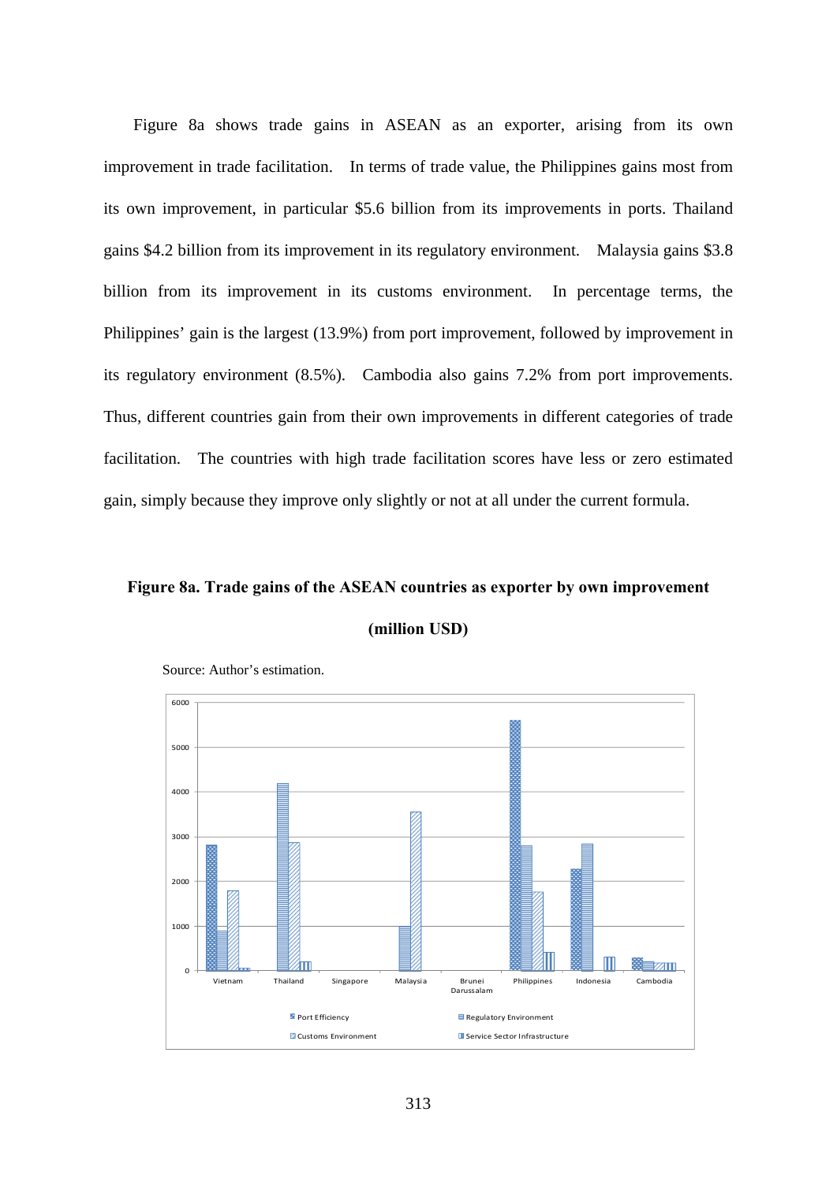Figure 8a shows trade gains in ASEAN as an exporter, arising from its own improvement in trade facilitation. In terms of trade value, the Philippines gains most from its own improvement, in particular $5.6 billion from its improvements in ports. Thailand gains $4.2 billion from its improvement in its regulatory environment. Malaysia gains $3.8 billion from its improvement in its customs environment. In percentage terms, the Philippines' gain is the largest (13.9%) from port improvement, followed by improvement in its regulatory environment (8.5%). Cambodia also gains 7.2% from port improvements. Thus, different countries gain from their own improvements in different categories of trade facilitation. The countries with high trade facilitation scores have less or zero estimated gain, simply because they improve only slightly or not at all under the current formula.

**Figure 8a. Trade gains of the ASEAN countries as exporter by own improvement (million USD)**

Source: Author's estimation.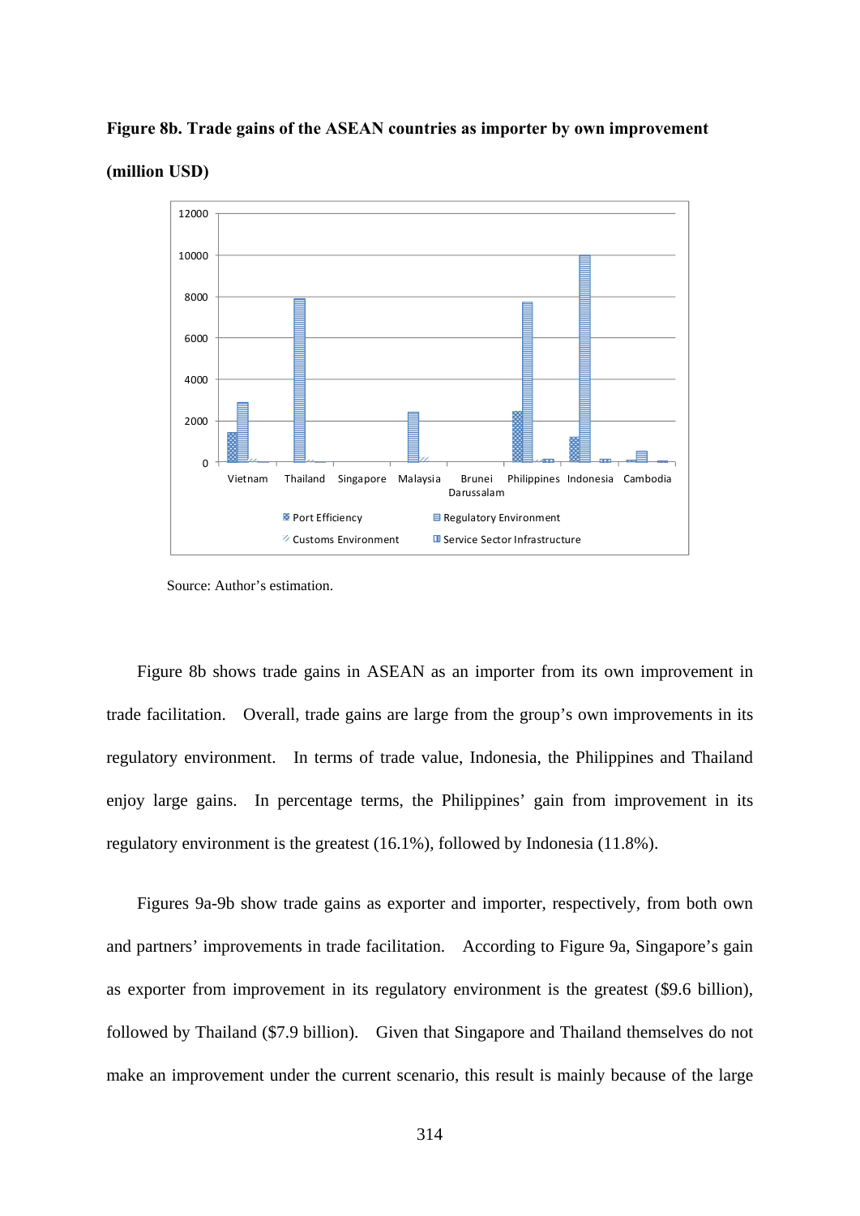**Figure 8b. Trade gains of the ASEAN countries as importer by own improvement (million USD)**

Source: Author's estimation.

Figure 8b shows trade gains in ASEAN as an importer from its own improvement in trade facilitation. Overall, trade gains are large from the group's own improvements in its regulatory environment. In terms of trade value, Indonesia, the Philippines and Thailand enjoy large gains. In percentage terms, the Philippines' gain from improvement in its regulatory environment is the greatest (16.1%), followed by Indonesia (11.8%).

Figures 9a-9b show trade gains as exporter and importer, respectively, from both own and partners' improvements in trade facilitation. According to Figure 9a, Singapore's gain as exporter from improvement in its regulatory environment is the greatest ($9.6 billion), followed by Thailand ($7.9 billion). Given that Singapore and Thailand themselves do not make an improvement under the current scenario, this result is mainly because of the large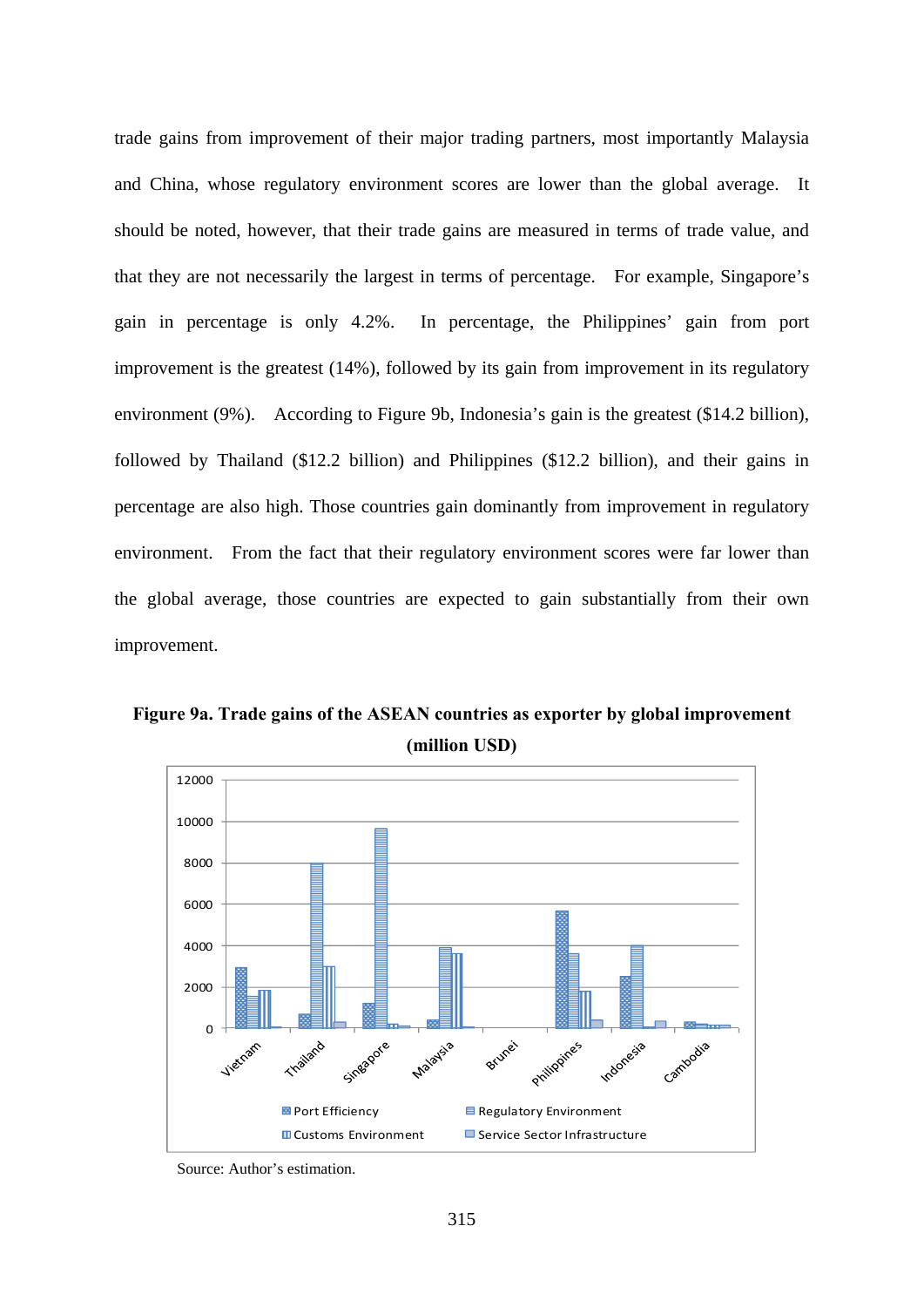trade gains from improvement of their major trading partners, most importantly Malaysia and China, whose regulatory environment scores are lower than the global average. It should be noted, however, that their trade gains are measured in terms of trade value, and that they are not necessarily the largest in terms of percentage. For example, Singapore's gain in percentage is only 4.2%. In percentage, the Philippines' gain from port improvement is the greatest (14%), followed by its gain from improvement in its regulatory environment (9%). According to Figure 9b, Indonesia's gain is the greatest ($14.2 billion), followed by Thailand ($12.2 billion) and Philippines ($12.2 billion), and their gains in percentage are also high. Those countries gain dominantly from improvement in regulatory environment. From the fact that their regulatory environment scores were far lower than the global average, those countries are expected to gain substantially from their own improvement.

**Figure 9a. Trade gains of the ASEAN countries as exporter by global improvement (million USD)**

Source: Author's estimation.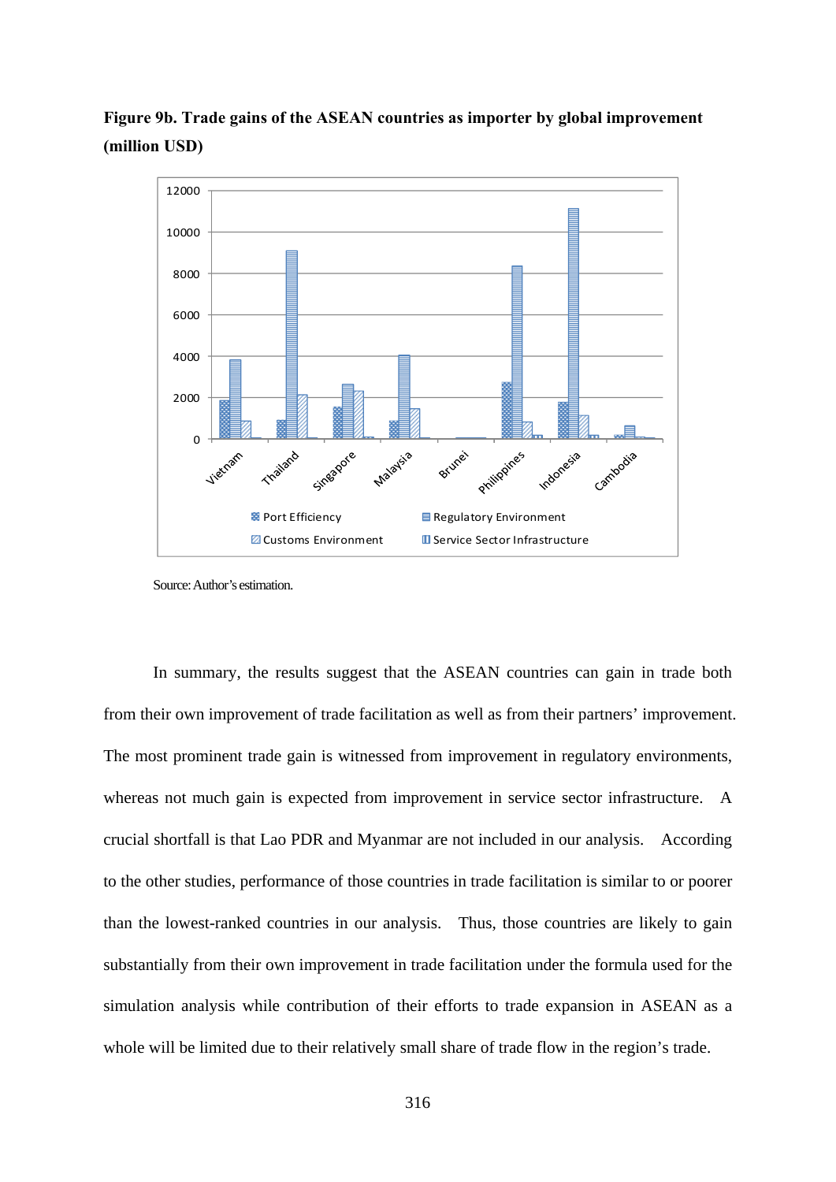**Figure 9b. Trade gains of the ASEAN countries as importer by global improvement (million USD)**

Source: Author's estimation.

In summary, the results suggest that the ASEAN countries can gain in trade both from their own improvement of trade facilitation as well as from their partners' improvement. The most prominent trade gain is witnessed from improvement in regulatory environments, whereas not much gain is expected from improvement in service sector infrastructure. A crucial shortfall is that Lao PDR and Myanmar are not included in our analysis. According to the other studies, performance of those countries in trade facilitation is similar to or poorer than the lowest-ranked countries in our analysis. Thus, those countries are likely to gain substantially from their own improvement in trade facilitation under the formula used for the simulation analysis while contribution of their efforts to trade expansion in ASEAN as a whole will be limited due to their relatively small share of trade flow in the region's trade.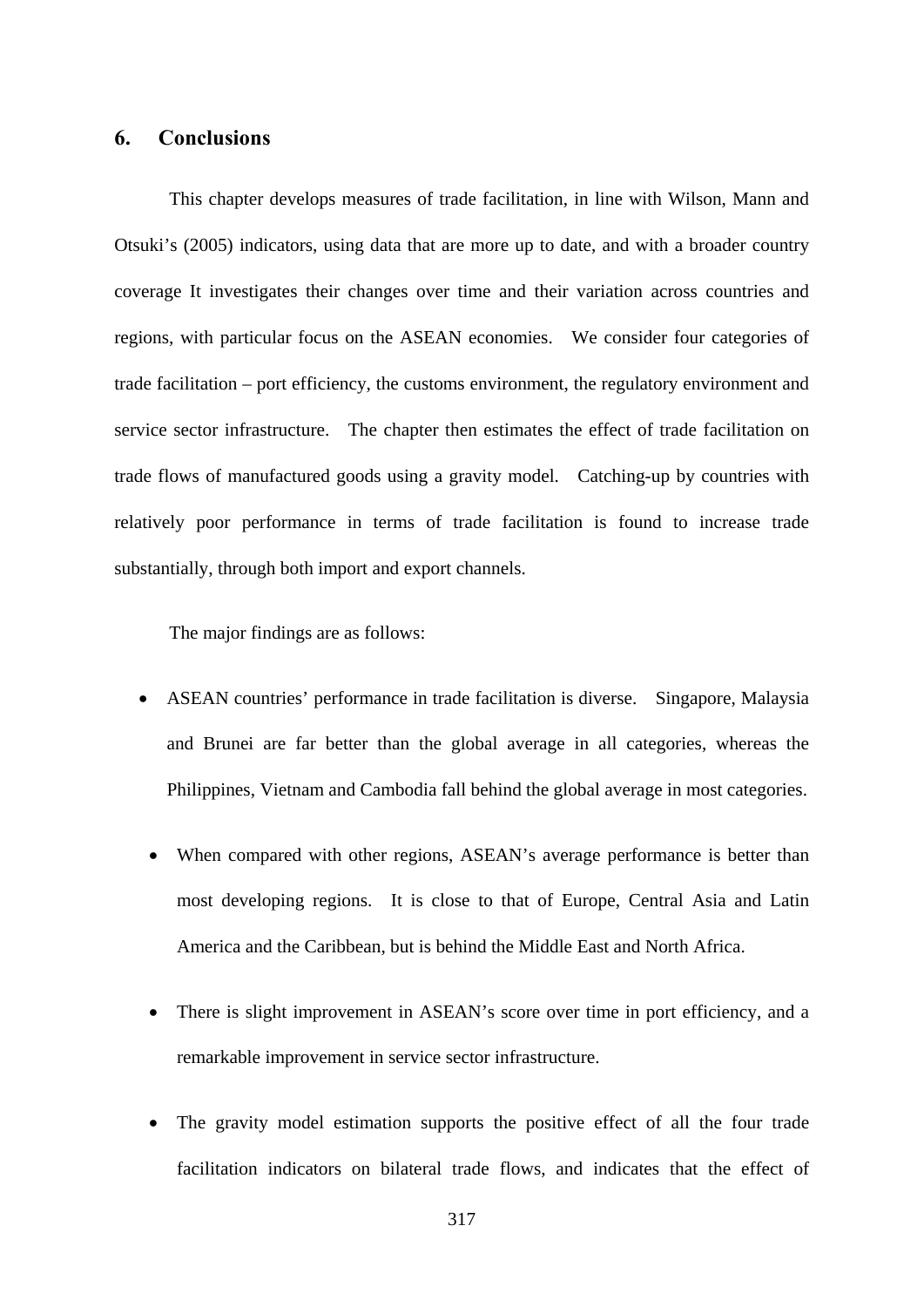## 6. Conclusions

This chapter develops measures of trade facilitation, in line with Wilson, Mann and Otsuki's (2005) indicators, using data that are more up to date, and with a broader country coverage It investigates their changes over time and their variation across countries and regions, with particular focus on the ASEAN economies. We consider four categories of trade facilitation – port efficiency, the customs environment, the regulatory environment and service sector infrastructure. The chapter then estimates the effect of trade facilitation on trade flows of manufactured goods using a gravity model. Catching-up by countries with relatively poor performance in terms of trade facilitation is found to increase trade substantially, through both import and export channels.

The major findings are as follows:

- ASEAN countries' performance in trade facilitation is diverse. Singapore, Malaysia and Brunei are far better than the global average in all categories, whereas the Philippines, Vietnam and Cambodia fall behind the global average in most categories.
- When compared with other regions, ASEAN's average performance is better than most developing regions. It is close to that of Europe, Central Asia and Latin America and the Caribbean, but is behind the Middle East and North Africa.
- There is slight improvement in ASEAN's score over time in port efficiency, and a remarkable improvement in service sector infrastructure.
- The gravity model estimation supports the positive effect of all the four trade facilitation indicators on bilateral trade flows, and indicates that the effect of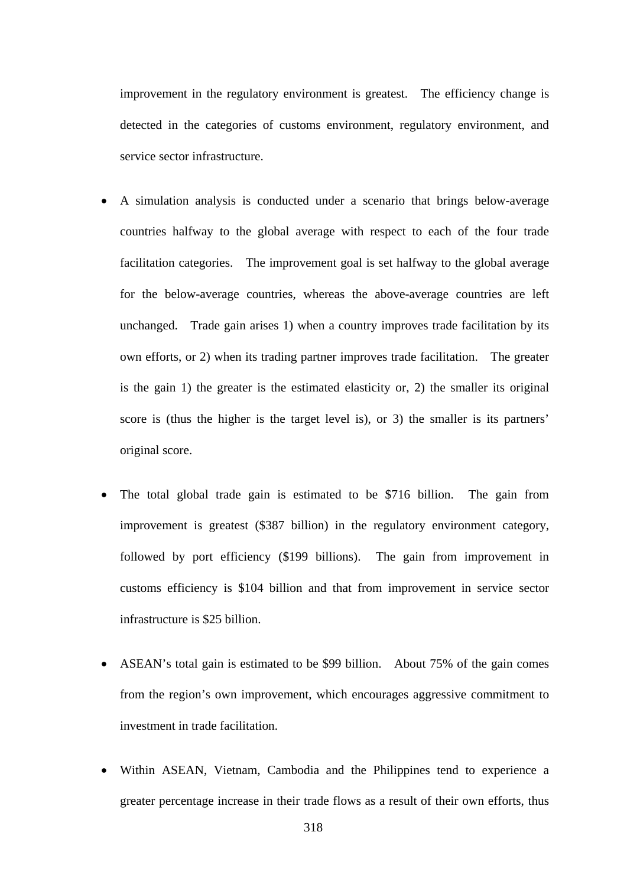improvement in the regulatory environment is greatest. The efficiency change is detected in the categories of customs environment, regulatory environment, and service sector infrastructure.

- A simulation analysis is conducted under a scenario that brings below-average countries halfway to the global average with respect to each of the four trade facilitation categories. The improvement goal is set halfway to the global average for the below-average countries, whereas the above-average countries are left unchanged. Trade gain arises 1) when a country improves trade facilitation by its own efforts, or 2) when its trading partner improves trade facilitation. The greater is the gain 1) the greater is the estimated elasticity or, 2) the smaller its original score is (thus the higher is the target level is), or 3) the smaller is its partners' original score.

- The total global trade gain is estimated to be $716 billion. The gain from improvement is greatest ($387 billion) in the regulatory environment category, followed by port efficiency ($199 billions). The gain from improvement in customs efficiency is $104 billion and that from improvement in service sector infrastructure is $25 billion.

- ASEAN's total gain is estimated to be $99 billion. About 75% of the gain comes from the region's own improvement, which encourages aggressive commitment to investment in trade facilitation.

- Within ASEAN, Vietnam, Cambodia and the Philippines tend to experience a greater percentage increase in their trade flows as a result of their own efforts, thus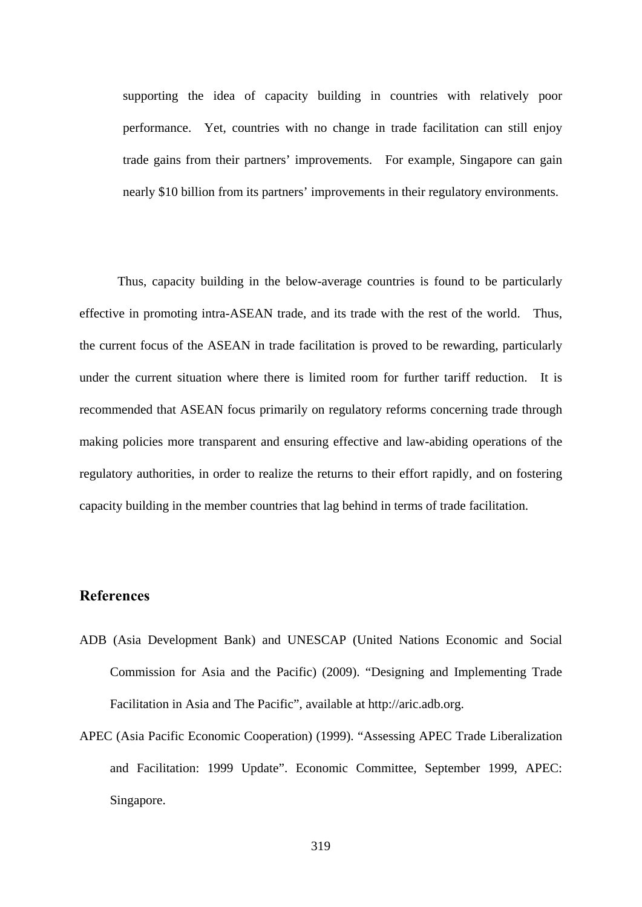supporting the idea of capacity building in countries with relatively poor performance. Yet, countries with no change in trade facilitation can still enjoy trade gains from their partners' improvements. For example, Singapore can gain nearly $10 billion from its partners' improvements in their regulatory environments.

Thus, capacity building in the below-average countries is found to be particularly effective in promoting intra-ASEAN trade, and its trade with the rest of the world. Thus, the current focus of the ASEAN in trade facilitation is proved to be rewarding, particularly under the current situation where there is limited room for further tariff reduction. It is recommended that ASEAN focus primarily on regulatory reforms concerning trade through making policies more transparent and ensuring effective and law-abiding operations of the regulatory authorities, in order to realize the returns to their effort rapidly, and on fostering capacity building in the member countries that lag behind in terms of trade facilitation.

## References

ADB (Asia Development Bank) and UNESCAP (United Nations Economic and Social Commission for Asia and the Pacific) (2009). "Designing and Implementing Trade Facilitation in Asia and The Pacific", available at http://aric.adb.org.

APEC (Asia Pacific Economic Cooperation) (1999). "Assessing APEC Trade Liberalization and Facilitation: 1999 Update". Economic Committee, September 1999, APEC: Singapore.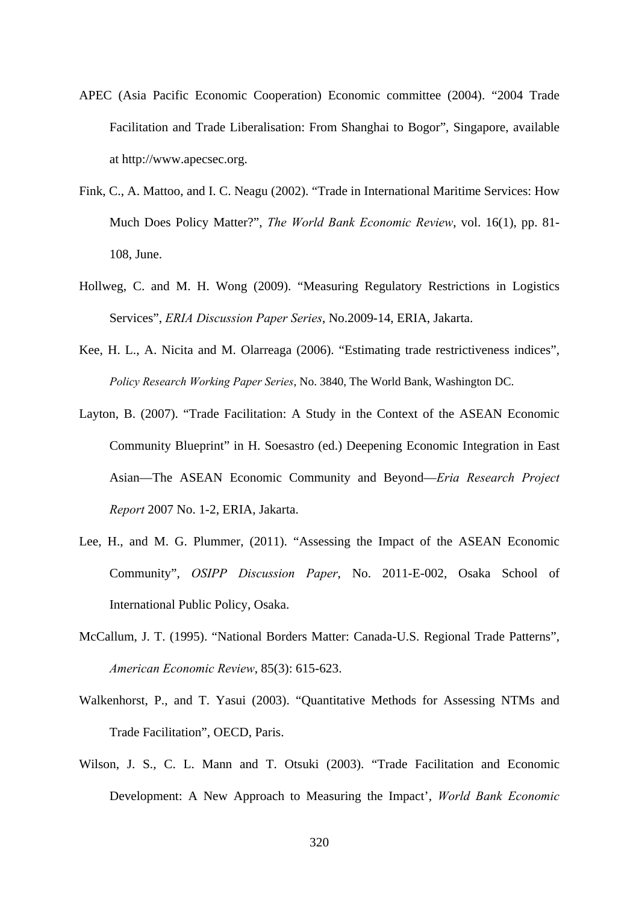APEC (Asia Pacific Economic Cooperation) Economic committee (2004). "2004 Trade Facilitation and Trade Liberalisation: From Shanghai to Bogor", Singapore, available at http://www.apecsec.org.

Fink, C., A. Mattoo, and I. C. Neagu (2002). "Trade in International Maritime Services: How Much Does Policy Matter?", *The World Bank Economic Review*, vol. 16(1), pp. 81-108, June.

Hollweg, C. and M. H. Wong (2009). "Measuring Regulatory Restrictions in Logistics Services", *ERIA Discussion Paper Series*, No.2009-14, ERIA, Jakarta.

Kee, H. L., A. Nicita and M. Olarreaga (2006). "Estimating trade restrictiveness indices", *Policy Research Working Paper Series*, No. 3840, The World Bank, Washington DC.

Layton, B. (2007). "Trade Facilitation: A Study in the Context of the ASEAN Economic Community Blueprint" in H. Soesastro (ed.) Deepening Economic Integration in East Asian—The ASEAN Economic Community and Beyond—*Eria Research Project Report* 2007 No. 1-2, ERIA, Jakarta.

Lee, H., and M. G. Plummer, (2011). "Assessing the Impact of the ASEAN Economic Community", *OSIPP Discussion Paper*, No. 2011-E-002, Osaka School of International Public Policy, Osaka.

McCallum, J. T. (1995). "National Borders Matter: Canada-U.S. Regional Trade Patterns", *American Economic Review*, 85(3): 615-623.

Walkenhorst, P., and T. Yasui (2003). "Quantitative Methods for Assessing NTMs and Trade Facilitation", OECD, Paris.

Wilson, J. S., C. L. Mann and T. Otsuki (2003). "Trade Facilitation and Economic Development: A New Approach to Measuring the Impact', *World Bank Economic*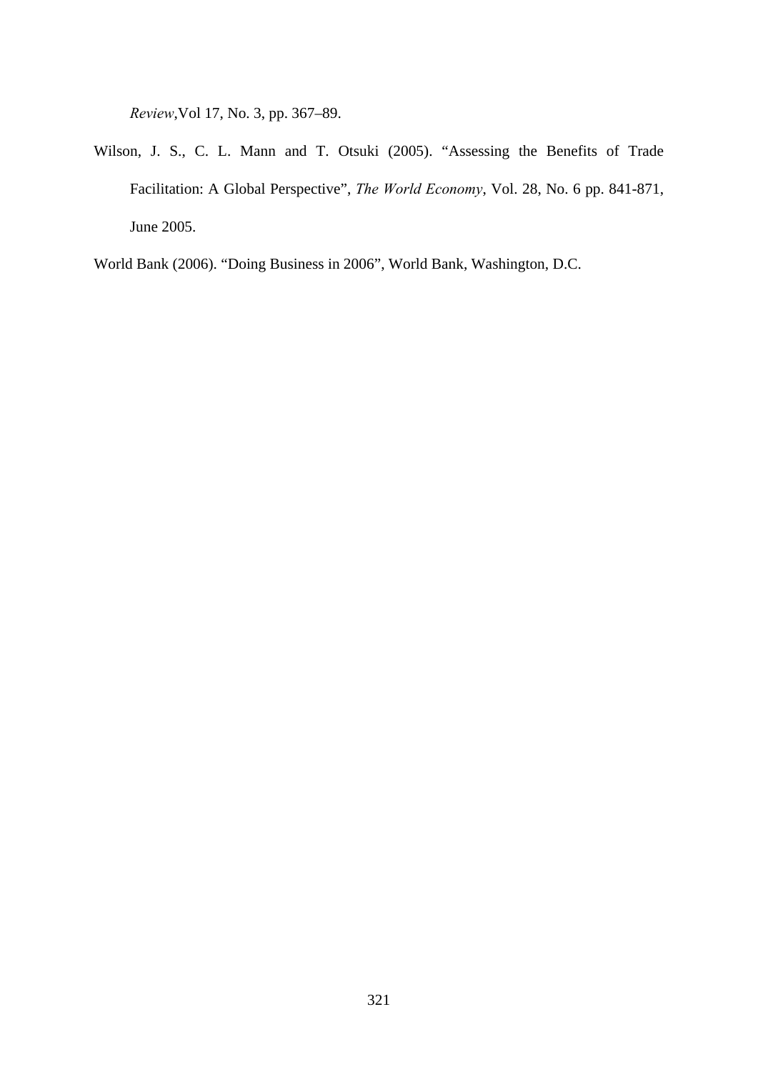*Review*,Vol 17, No. 3, pp. 367–89.

Wilson, J. S., C. L. Mann and T. Otsuki (2005). "Assessing the Benefits of Trade Facilitation: A Global Perspective", *The World Economy*, Vol. 28, No. 6 pp. 841-871, June 2005.

World Bank (2006). "Doing Business in 2006", World Bank, Washington, D.C.